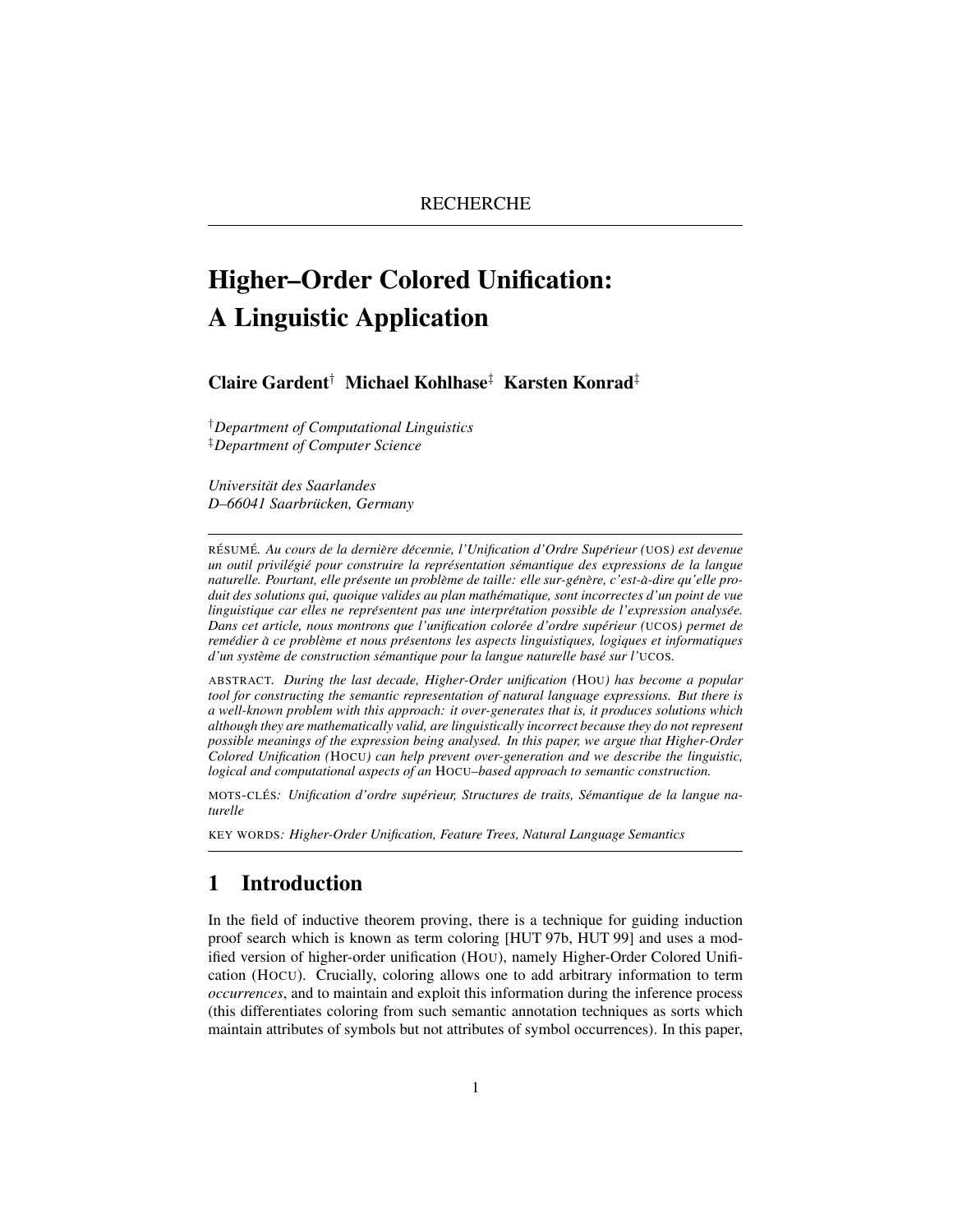RECHERCHE

# Higher–Order Colored Unification: A Linguistic Application

**Claire Gardent**[†] **Michael Kohlhase**[‡] **Karsten Konrad**[‡]

[†]*Department of Computational Linguistics*
[‡]*Department of Computer Science*

*Universität des Saarlandes*
*D–66041 Saarbrücken, Germany*

RÉSUMÉ. *Au cours de la dernière décennie, l'Unification d'Ordre Supérieur (*UOS*) est devenue un outil privilégié pour construire la représentation sémantique des expressions de la langue naturelle. Pourtant, elle présente un problème de taille: elle sur-génère, c'est-à-dire qu'elle produit des solutions qui, quoique valides au plan mathématique, sont incorrectes d'un point de vue linguistique car elles ne représentent pas une interprétation possible de l'expression analysée. Dans cet article, nous montrons que l'unification colorée d'ordre supérieur (*UCOS*) permet de remédier à ce problème et nous présentons les aspects linguistiques, logiques et informatiques d'un système de construction sémantique pour la langue naturelle basé sur l'*UCOS.

ABSTRACT. *During the last decade, Higher-Order unification (*HOU*) has become a popular tool for constructing the semantic representation of natural language expressions. But there is a well-known problem with this approach: it over-generates that is, it produces solutions which although they are mathematically valid, are linguistically incorrect because they do not represent possible meanings of the expression being analysed. In this paper, we argue that Higher-Order Colored Unification (*HOCU*) can help prevent over-generation and we describe the linguistic, logical and computational aspects of an* HOCU*–based approach to semantic construction.*

MOTS-CLÉS*: Unification d'ordre supérieur, Structures de traits, Sémantique de la langue naturelle*

KEY WORDS*: Higher-Order Unification, Feature Trees, Natural Language Semantics*

## 1 Introduction

In the field of inductive theorem proving, there is a technique for guiding induction proof search which is known as term coloring [HUT 97b, HUT 99] and uses a modified version of higher-order unification (HOU), namely Higher-Order Colored Unification (HOCU). Crucially, coloring allows one to add arbitrary information to term *occurrences*, and to maintain and exploit this information during the inference process (this differentiates coloring from such semantic annotation techniques as sorts which maintain attributes of symbols but not attributes of symbol occurrences). In this paper,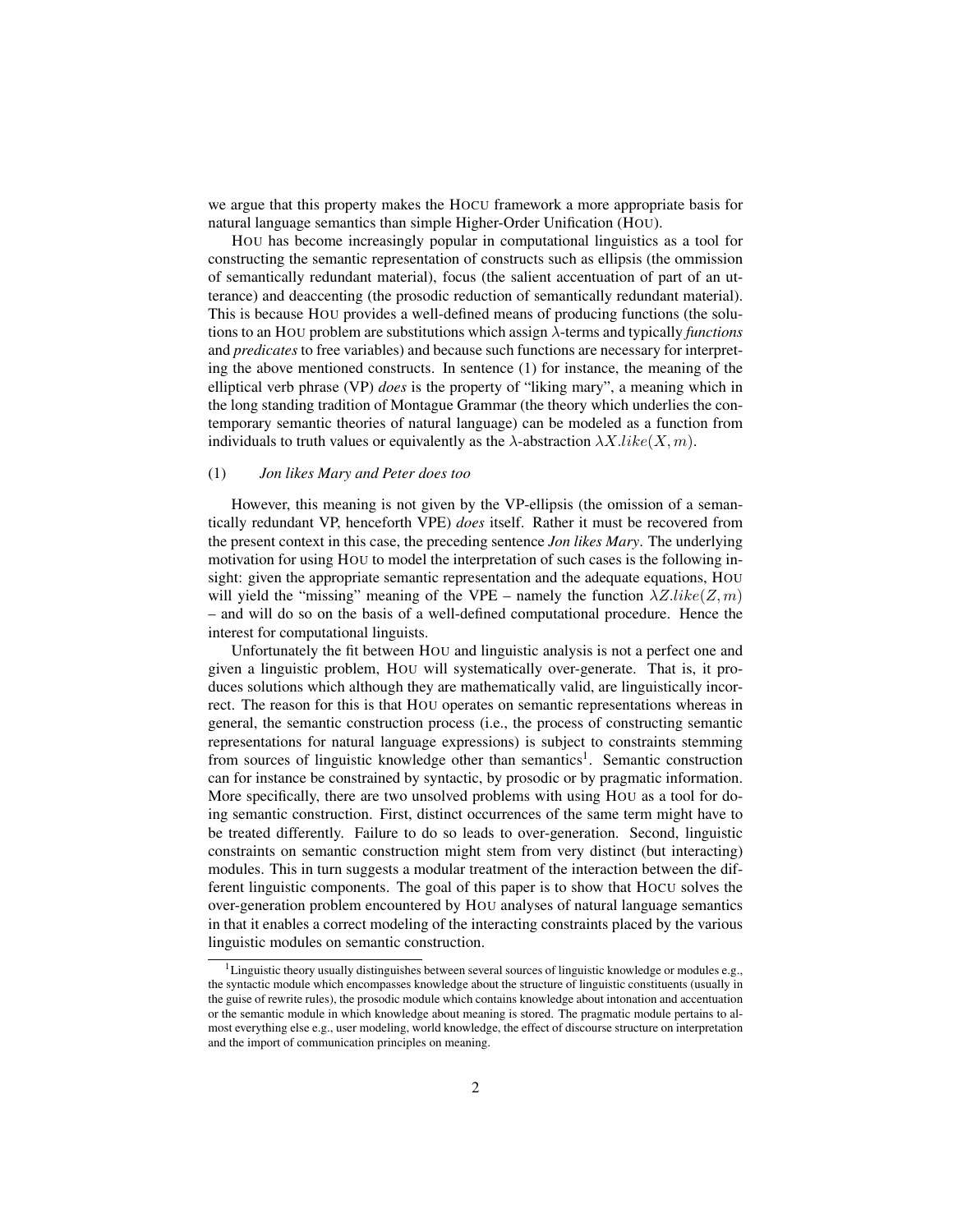we argue that this property makes the HOCU framework a more appropriate basis for natural language semantics than simple Higher-Order Unification (HOU).

HOU has become increasingly popular in computational linguistics as a tool for constructing the semantic representation of constructs such as ellipsis (the ommission of semantically redundant material), focus (the salient accentuation of part of an utterance) and deaccenting (the prosodic reduction of semantically redundant material). This is because HOU provides a well-defined means of producing functions (the solutions to an HOU problem are substitutions which assign $\lambda$-terms and typically *functions* and *predicates* to free variables) and because such functions are necessary for interpreting the above mentioned constructs. In sentence (1) for instance, the meaning of the elliptical verb phrase (VP) *does* is the property of "liking mary", a meaning which in the long standing tradition of Montague Grammar (the theory which underlies the contemporary semantic theories of natural language) can be modeled as a function from individuals to truth values or equivalently as the $\lambda$-abstraction $\lambda X.like(X, m)$.

(1) *Jon likes Mary and Peter does too*

However, this meaning is not given by the VP-ellipsis (the omission of a semantically redundant VP, henceforth VPE) *does* itself. Rather it must be recovered from the present context in this case, the preceding sentence *Jon likes Mary*. The underlying motivation for using HOU to model the interpretation of such cases is the following insight: given the appropriate semantic representation and the adequate equations, HOU will yield the "missing" meaning of the VPE – namely the function $\lambda Z.like(Z, m)$ – and will do so on the basis of a well-defined computational procedure. Hence the interest for computational linguists.

Unfortunately the fit between HOU and linguistic analysis is not a perfect one and given a linguistic problem, HOU will systematically over-generate. That is, it produces solutions which although they are mathematically valid, are linguistically incorrect. The reason for this is that HOU operates on semantic representations whereas in general, the semantic construction process (i.e., the process of constructing semantic representations for natural language expressions) is subject to constraints stemming from sources of linguistic knowledge other than semantics[1]. Semantic construction can for instance be constrained by syntactic, by prosodic or by pragmatic information. More specifically, there are two unsolved problems with using HOU as a tool for doing semantic construction. First, distinct occurrences of the same term might have to be treated differently. Failure to do so leads to over-generation. Second, linguistic constraints on semantic construction might stem from very distinct (but interacting) modules. This in turn suggests a modular treatment of the interaction between the different linguistic components. The goal of this paper is to show that HOCU solves the over-generation problem encountered by HOU analyses of natural language semantics in that it enables a correct modeling of the interacting constraints placed by the various linguistic modules on semantic construction.

[1] Linguistic theory usually distinguishes between several sources of linguistic knowledge or modules e.g., the syntactic module which encompasses knowledge about the structure of linguistic constituents (usually in the guise of rewrite rules), the prosodic module which contains knowledge about intonation and accentuation or the semantic module in which knowledge about meaning is stored. The pragmatic module pertains to almost everything else e.g., user modeling, world knowledge, the effect of discourse structure on interpretation and the import of communication principles on meaning.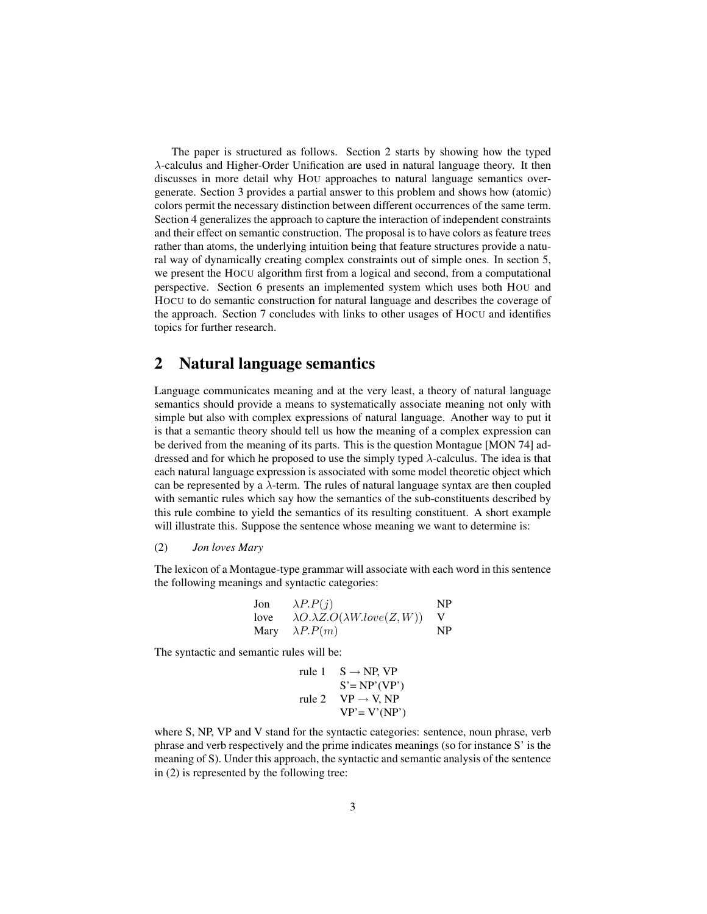The paper is structured as follows. Section 2 starts by showing how the typed $\lambda$-calculus and Higher-Order Unification are used in natural language theory. It then discusses in more detail why HOU approaches to natural language semantics overgenerate. Section 3 provides a partial answer to this problem and shows how (atomic) colors permit the necessary distinction between different occurrences of the same term. Section 4 generalizes the approach to capture the interaction of independent constraints and their effect on semantic construction. The proposal is to have colors as feature trees rather than atoms, the underlying intuition being that feature structures provide a natural way of dynamically creating complex constraints out of simple ones. In section 5, we present the HOCU algorithm first from a logical and second, from a computational perspective. Section 6 presents an implemented system which uses both HOU and HOCU to do semantic construction for natural language and describes the coverage of the approach. Section 7 concludes with links to other usages of HOCU and identifies topics for further research.

## 2 Natural language semantics

Language communicates meaning and at the very least, a theory of natural language semantics should provide a means to systematically associate meaning not only with simple but also with complex expressions of natural language. Another way to put it is that a semantic theory should tell us how the meaning of a complex expression can be derived from the meaning of its parts. This is the question Montague [MON 74] addressed and for which he proposed to use the simply typed $\lambda$-calculus. The idea is that each natural language expression is associated with some model theoretic object which can be represented by a $\lambda$-term. The rules of natural language syntax are then coupled with semantic rules which say how the semantics of the sub-constituents described by this rule combine to yield the semantics of its resulting constituent. A short example will illustrate this. Suppose the sentence whose meaning we want to determine is:

(2) *Jon loves Mary*

The lexicon of a Montague-type grammar will associate with each word in this sentence the following meanings and syntactic categories:

| | | |
|---|---|---|
| Jon | $\lambda P.P(j)$ | NP |
| love | $\lambda O.\lambda Z.O(\lambda W.love(Z,W))$ | V |
| Mary | $\lambda P.P(m)$ | NP |

The syntactic and semantic rules will be:

| | |
|---|---|
| rule 1 | S → NP, VP |
| | S'= NP'(VP') |
| rule 2 | VP → V, NP |
| | VP'= V'(NP') |

where S, NP, VP and V stand for the syntactic categories: sentence, noun phrase, verb phrase and verb respectively and the prime indicates meanings (so for instance S' is the meaning of S). Under this approach, the syntactic and semantic analysis of the sentence in (2) is represented by the following tree: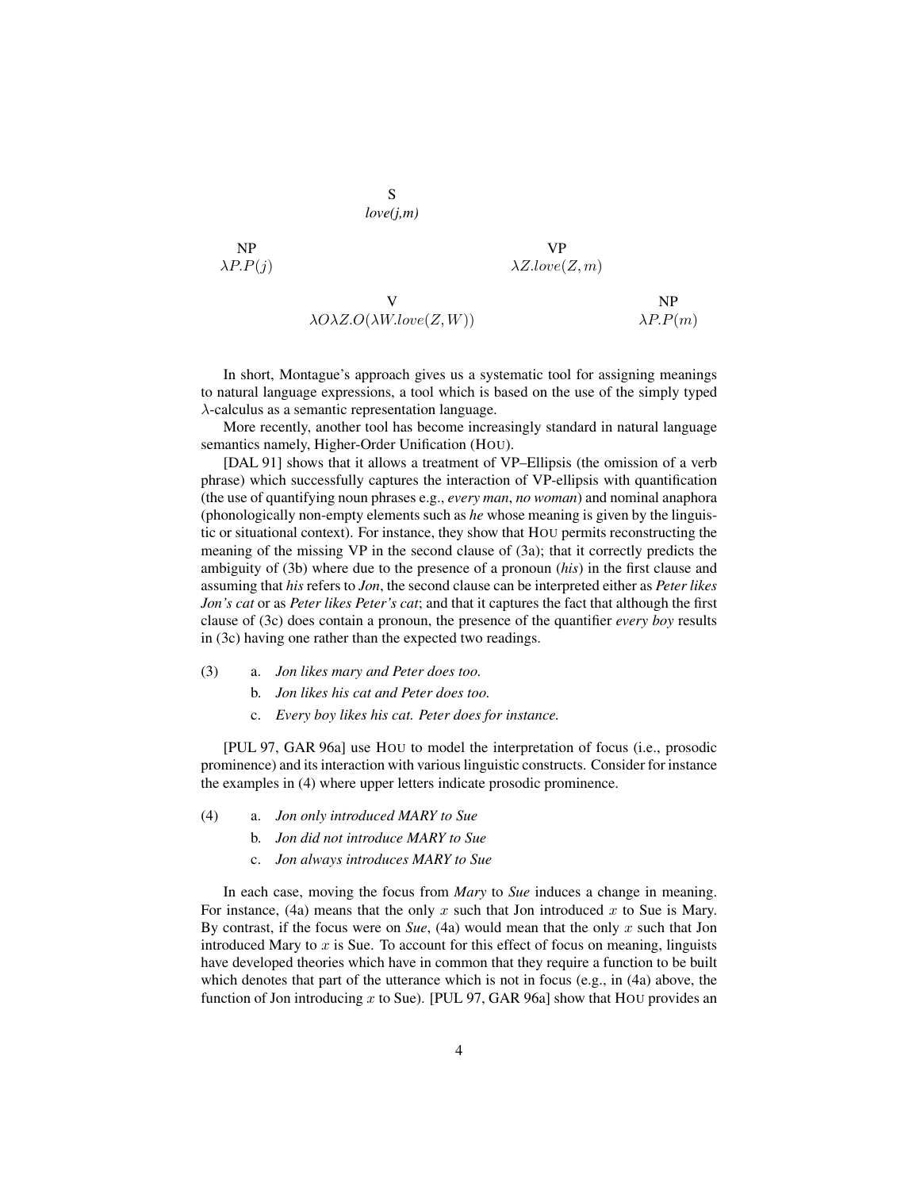S
*love(j,m)*

NP $\lambda P.P(j)$ VP $\lambda Z.love(Z, m)$

V $\lambda O \lambda Z.O(\lambda W.love(Z, W))$ NP $\lambda P.P(m)$

In short, Montague's approach gives us a systematic tool for assigning meanings to natural language expressions, a tool which is based on the use of the simply typed $\lambda$-calculus as a semantic representation language.

More recently, another tool has become increasingly standard in natural language semantics namely, Higher-Order Unification (HOU).

[DAL 91] shows that it allows a treatment of VP–Ellipsis (the omission of a verb phrase) which successfully captures the interaction of VP-ellipsis with quantification (the use of quantifying noun phrases e.g., *every man*, *no woman*) and nominal anaphora (phonologically non-empty elements such as *he* whose meaning is given by the linguistic or situational context). For instance, they show that HOU permits reconstructing the meaning of the missing VP in the second clause of (3a); that it correctly predicts the ambiguity of (3b) where due to the presence of a pronoun (*his*) in the first clause and assuming that *his* refers to *Jon*, the second clause can be interpreted either as *Peter likes Jon's cat* or as *Peter likes Peter's cat*; and that it captures the fact that although the first clause of (3c) does contain a pronoun, the presence of the quantifier *every boy* results in (3c) having one rather than the expected two readings.

(3)
a. *Jon likes mary and Peter does too.*
b. *Jon likes his cat and Peter does too.*
c. *Every boy likes his cat. Peter does for instance.*

[PUL 97, GAR 96a] use HOU to model the interpretation of focus (i.e., prosodic prominence) and its interaction with various linguistic constructs. Consider for instance the examples in (4) where upper letters indicate prosodic prominence.

(4)
a. *Jon only introduced MARY to Sue*
b. *Jon did not introduce MARY to Sue*
c. *Jon always introduces MARY to Sue*

In each case, moving the focus from *Mary* to *Sue* induces a change in meaning. For instance, (4a) means that the only $x$ such that Jon introduced $x$ to Sue is Mary. By contrast, if the focus were on *Sue*, (4a) would mean that the only $x$ such that Jon introduced Mary to $x$ is Sue. To account for this effect of focus on meaning, linguists have developed theories which have in common that they require a function to be built which denotes that part of the utterance which is not in focus (e.g., in (4a) above, the function of Jon introducing $x$ to Sue). [PUL 97, GAR 96a] show that HOU provides an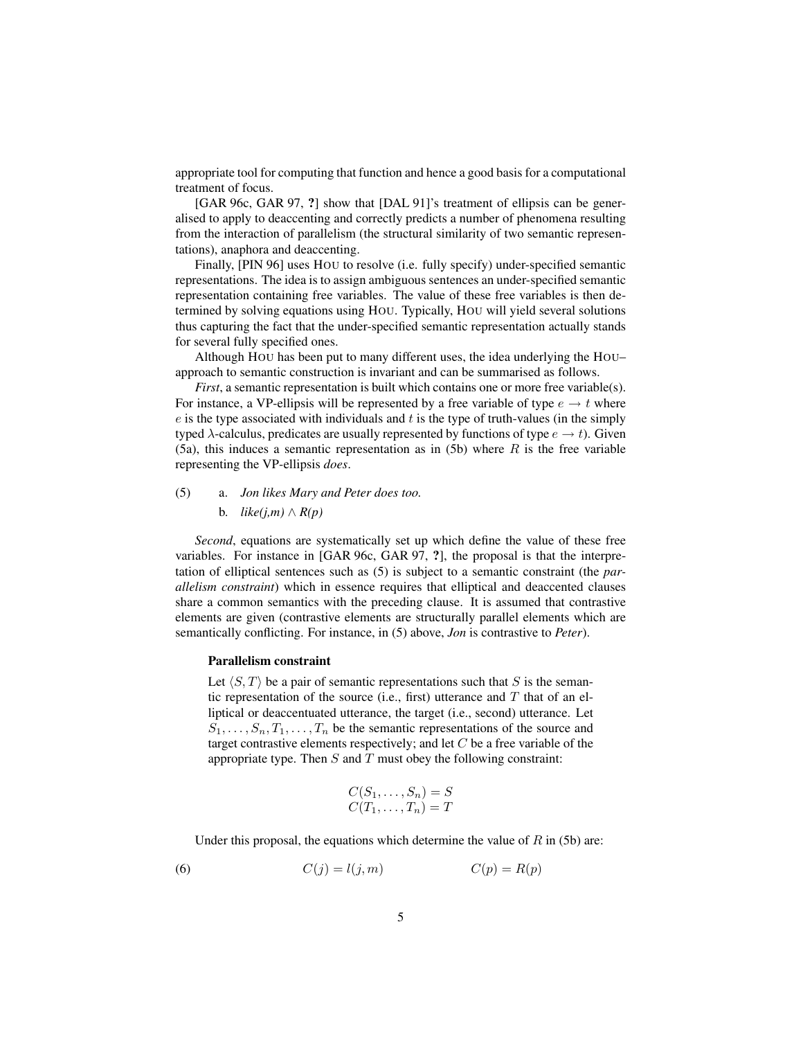appropriate tool for computing that function and hence a good basis for a computational treatment of focus.

[GAR 96c, GAR 97, **?**] show that [DAL 91]'s treatment of ellipsis can be generalised to apply to deaccenting and correctly predicts a number of phenomena resulting from the interaction of parallelism (the structural similarity of two semantic representations), anaphora and deaccenting.

Finally, [PIN 96] uses HOU to resolve (i.e. fully specify) under-specified semantic representations. The idea is to assign ambiguous sentences an under-specified semantic representation containing free variables. The value of these free variables is then determined by solving equations using HOU. Typically, HOU will yield several solutions thus capturing the fact that the under-specified semantic representation actually stands for several fully specified ones.

Although HOU has been put to many different uses, the idea underlying the HOU–approach to semantic construction is invariant and can be summarised as follows.

*First*, a semantic representation is built which contains one or more free variable(s). For instance, a VP-ellipsis will be represented by a free variable of type $e \rightarrow t$ where $e$ is the type associated with individuals and $t$ is the type of truth-values (in the simply typed $\lambda$-calculus, predicates are usually represented by functions of type $e \rightarrow t$). Given (5a), this induces a semantic representation as in (5b) where $R$ is the free variable representing the VP-ellipsis *does*.

(5) a. *Jon likes Mary and Peter does too.*

b. *like(j,m)* $\wedge$ *R(p)*

*Second*, equations are systematically set up which define the value of these free variables. For instance in [GAR 96c, GAR 97, **?**], the proposal is that the interpretation of elliptical sentences such as (5) is subject to a semantic constraint (the *parallelism constraint*) which in essence requires that elliptical and deaccented clauses share a common semantics with the preceding clause. It is assumed that contrastive elements are given (contrastive elements are structurally parallel elements which are semantically conflicting. For instance, in (5) above, *Jon* is contrastive to *Peter*).

**Parallelism constraint**

Let $\langle S, T \rangle$ be a pair of semantic representations such that $S$ is the semantic representation of the source (i.e., first) utterance and $T$ that of an elliptical or deaccentuated utterance, the target (i.e., second) utterance. Let $S_1, \ldots, S_n, T_1, \ldots, T_n$ be the semantic representations of the source and target contrastive elements respectively; and let $C$ be a free variable of the appropriate type. Then $S$ and $T$ must obey the following constraint:

$$C(S_1, \ldots, S_n) = S$$
$$C(T_1, \ldots, T_n) = T$$

Under this proposal, the equations which determine the value of $R$ in (5b) are:

(6) $$C(j) = l(j, m) \qquad\qquad C(p) = R(p)$$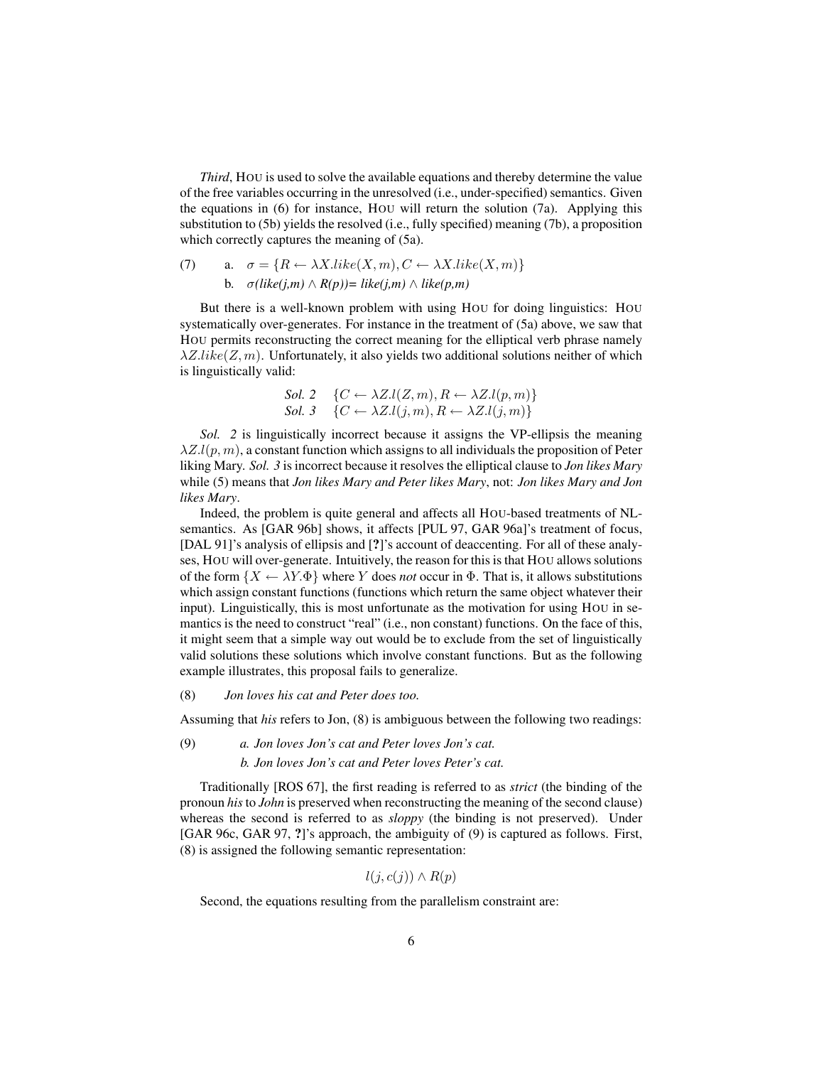*Third*, HOU is used to solve the available equations and thereby determine the value of the free variables occurring in the unresolved (i.e., under-specified) semantics. Given the equations in (6) for instance, HOU will return the solution (7a). Applying this substitution to (5b) yields the resolved (i.e., fully specified) meaning (7b), a proposition which correctly captures the meaning of (5a).

(7) a. $\sigma = \{R \leftarrow \lambda X.like(X, m), C \leftarrow \lambda X.like(X, m)\}$

b. $\sigma(like(j,m) \wedge R(p)) = like(j,m) \wedge like(p,m)$

But there is a well-known problem with using HOU for doing linguistics: HOU systematically over-generates. For instance in the treatment of (5a) above, we saw that HOU permits reconstructing the correct meaning for the elliptical verb phrase namely $\lambda Z.like(Z, m)$. Unfortunately, it also yields two additional solutions neither of which is linguistically valid:

$$\textit{Sol. 2} \quad \{C \leftarrow \lambda Z.l(Z, m), R \leftarrow \lambda Z.l(p, m)\}$$
$$\textit{Sol. 3} \quad \{C \leftarrow \lambda Z.l(j, m), R \leftarrow \lambda Z.l(j, m)\}$$

*Sol. 2* is linguistically incorrect because it assigns the VP-ellipsis the meaning $\lambda Z.l(p, m)$, a constant function which assigns to all individuals the proposition of Peter liking Mary. *Sol. 3* is incorrect because it resolves the elliptical clause to *Jon likes Mary* while (5) means that *Jon likes Mary and Peter likes Mary*, not: *Jon likes Mary and Jon likes Mary*.

Indeed, the problem is quite general and affects all HOU-based treatments of NL-semantics. As [GAR 96b] shows, it affects [PUL 97, GAR 96a]'s treatment of focus, [DAL 91]'s analysis of ellipsis and [?]'s account of deaccenting. For all of these analyses, HOU will over-generate. Intuitively, the reason for this is that HOU allows solutions of the form $\{X \leftarrow \lambda Y.\Phi\}$ where $Y$ does *not* occur in $\Phi$. That is, it allows substitutions which assign constant functions (functions which return the same object whatever their input). Linguistically, this is most unfortunate as the motivation for using HOU in semantics is the need to construct "real" (i.e., non constant) functions. On the face of this, it might seem that a simple way out would be to exclude from the set of linguistically valid solutions these solutions which involve constant functions. But as the following example illustrates, this proposal fails to generalize.

(8) *Jon loves his cat and Peter does too.*

Assuming that *his* refers to Jon, (8) is ambiguous between the following two readings:

(9) *a. Jon loves Jon's cat and Peter loves Jon's cat.*

*b. Jon loves Jon's cat and Peter loves Peter's cat.*

Traditionally [ROS 67], the first reading is referred to as *strict* (the binding of the pronoun *his* to *John* is preserved when reconstructing the meaning of the second clause) whereas the second is referred to as *sloppy* (the binding is not preserved). Under [GAR 96c, GAR 97, ?]'s approach, the ambiguity of (9) is captured as follows. First, (8) is assigned the following semantic representation:

$$l(j, c(j)) \wedge R(p)$$

Second, the equations resulting from the parallelism constraint are: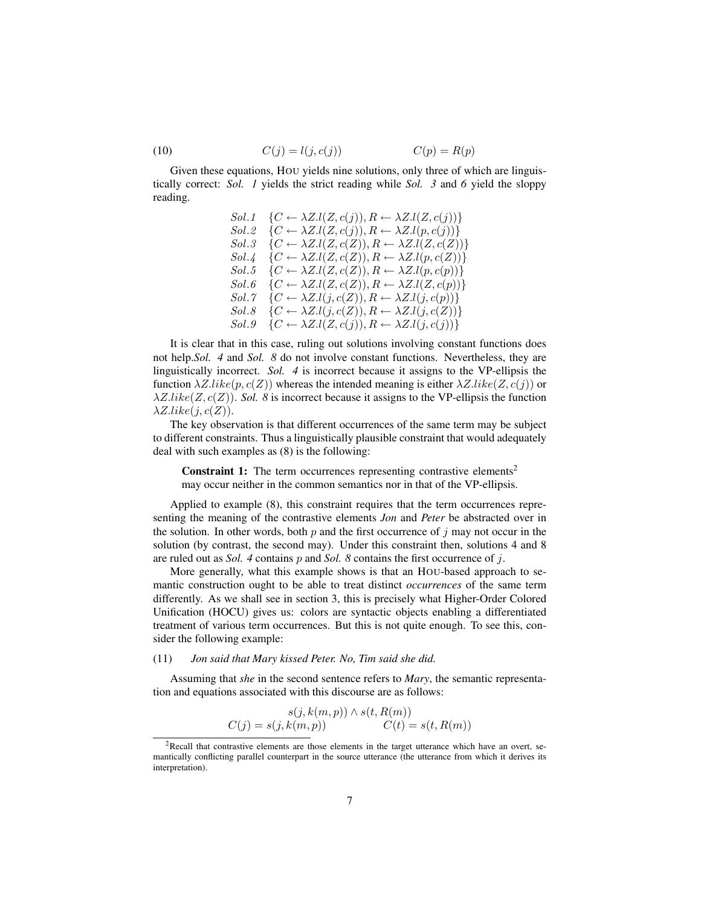(10) $$C(j) = l(j, c(j)) \qquad\qquad C(p) = R(p)$$

Given these equations, HOU yields nine solutions, only three of which are linguistically correct: *Sol. 1* yields the strict reading while *Sol. 3* and *6* yield the sloppy reading.

$$\begin{array}{ll}
Sol.1 & \{C \leftarrow \lambda Z.l(Z, c(j)), R \leftarrow \lambda Z.l(Z, c(j))\} \\
Sol.2 & \{C \leftarrow \lambda Z.l(Z, c(j)), R \leftarrow \lambda Z.l(p, c(j))\} \\
Sol.3 & \{C \leftarrow \lambda Z.l(Z, c(Z)), R \leftarrow \lambda Z.l(Z, c(Z))\} \\
Sol.4 & \{C \leftarrow \lambda Z.l(Z, c(Z)), R \leftarrow \lambda Z.l(p, c(Z))\} \\
Sol.5 & \{C \leftarrow \lambda Z.l(Z, c(Z)), R \leftarrow \lambda Z.l(p, c(p))\} \\
Sol.6 & \{C \leftarrow \lambda Z.l(Z, c(Z)), R \leftarrow \lambda Z.l(Z, c(p))\} \\
Sol.7 & \{C \leftarrow \lambda Z.l(j, c(Z)), R \leftarrow \lambda Z.l(j, c(p))\} \\
Sol.8 & \{C \leftarrow \lambda Z.l(j, c(Z)), R \leftarrow \lambda Z.l(j, c(Z))\} \\
Sol.9 & \{C \leftarrow \lambda Z.l(Z, c(j)), R \leftarrow \lambda Z.l(j, c(j))\}
\end{array}$$

It is clear that in this case, ruling out solutions involving constant functions does not help.*Sol. 4* and *Sol. 8* do not involve constant functions. Nevertheless, they are linguistically incorrect. *Sol. 4* is incorrect because it assigns to the VP-ellipsis the function $\lambda Z.like(p, c(Z))$ whereas the intended meaning is either $\lambda Z.like(Z, c(j))$ or $\lambda Z.like(Z, c(Z))$. *Sol. 8* is incorrect because it assigns to the VP-ellipsis the function $\lambda Z.like(j, c(Z))$.

The key observation is that different occurrences of the same term may be subject to different constraints. Thus a linguistically plausible constraint that would adequately deal with such examples as (8) is the following:

> **Constraint 1:** The term occurrences representing contrastive elements[2] may occur neither in the common semantics nor in that of the VP-ellipsis.

Applied to example (8), this constraint requires that the term occurrences representing the meaning of the contrastive elements *Jon* and *Peter* be abstracted over in the solution. In other words, both $p$ and the first occurrence of $j$ may not occur in the solution (by contrast, the second may). Under this constraint then, solutions 4 and 8 are ruled out as *Sol. 4* contains $p$ and *Sol. 8* contains the first occurrence of $j$.

More generally, what this example shows is that an HOU-based approach to semantic construction ought to be able to treat distinct *occurrences* of the same term differently. As we shall see in section 3, this is precisely what Higher-Order Colored Unification (HOCU) gives us: colors are syntactic objects enabling a differentiated treatment of various term occurrences. But this is not quite enough. To see this, consider the following example:

(11) *Jon said that Mary kissed Peter. No, Tim said she did.*

Assuming that *she* in the second sentence refers to *Mary*, the semantic representation and equations associated with this discourse are as follows:

$$s(j, k(m, p)) \wedge s(t, R(m))$$
$$C(j) = s(j, k(m, p)) \qquad\qquad C(t) = s(t, R(m))$$

[2] Recall that contrastive elements are those elements in the target utterance which have an overt, semantically conflicting parallel counterpart in the source utterance (the utterance from which it derives its interpretation).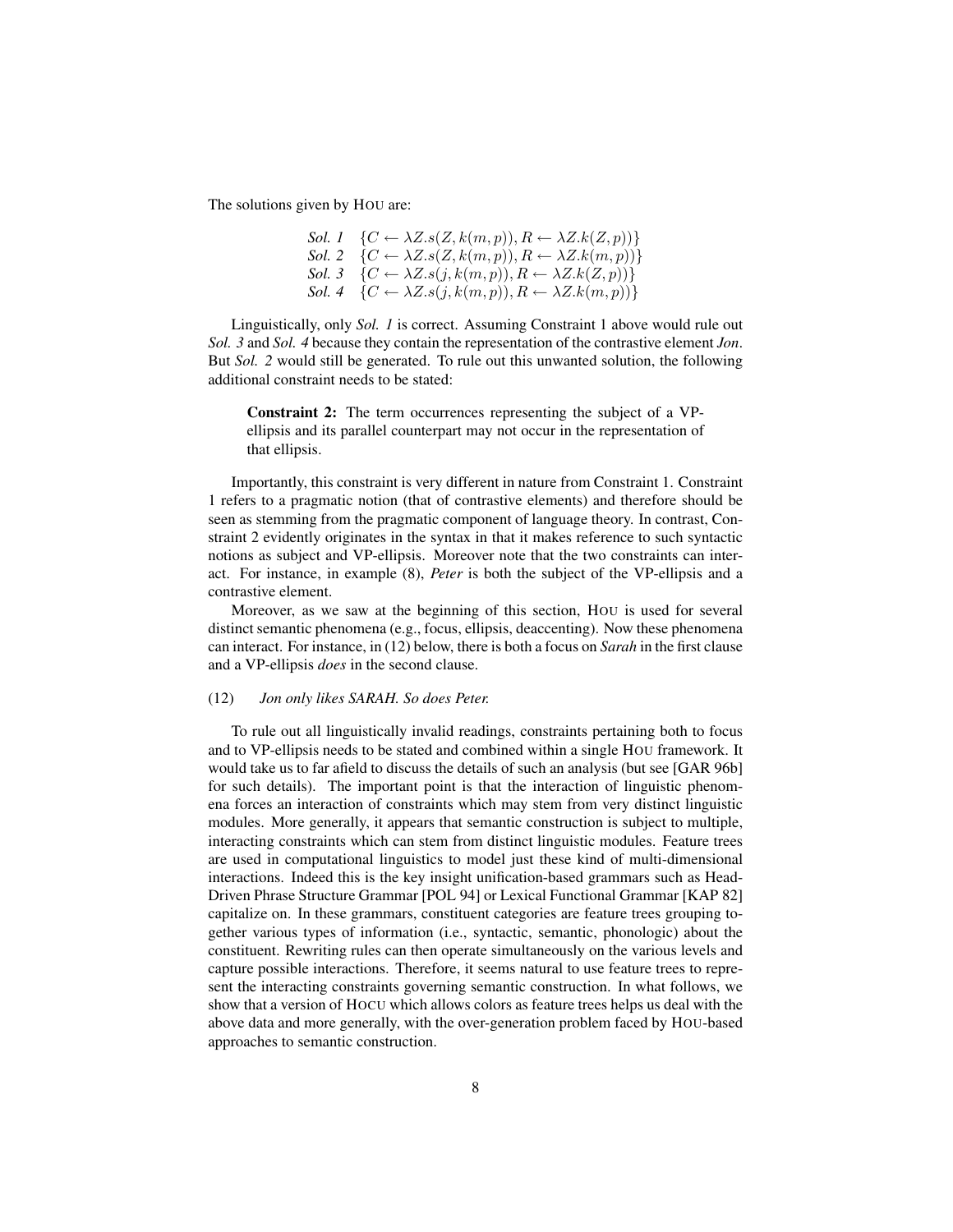The solutions given by HOU are:

$$
\begin{array}{ll}
\textit{Sol. 1} & \{C \leftarrow \lambda Z.s(Z, k(m,p)), R \leftarrow \lambda Z.k(Z,p))\} \\
\textit{Sol. 2} & \{C \leftarrow \lambda Z.s(Z, k(m,p)), R \leftarrow \lambda Z.k(m,p))\} \\
\textit{Sol. 3} & \{C \leftarrow \lambda Z.s(j, k(m,p)), R \leftarrow \lambda Z.k(Z,p))\} \\
\textit{Sol. 4} & \{C \leftarrow \lambda Z.s(j, k(m,p)), R \leftarrow \lambda Z.k(m,p))\}
\end{array}
$$

Linguistically, only *Sol. 1* is correct. Assuming Constraint 1 above would rule out *Sol. 3* and *Sol. 4* because they contain the representation of the contrastive element *Jon*. But *Sol. 2* would still be generated. To rule out this unwanted solution, the following additional constraint needs to be stated:

> **Constraint 2:** The term occurrences representing the subject of a VP-ellipsis and its parallel counterpart may not occur in the representation of that ellipsis.

Importantly, this constraint is very different in nature from Constraint 1. Constraint 1 refers to a pragmatic notion (that of contrastive elements) and therefore should be seen as stemming from the pragmatic component of language theory. In contrast, Constraint 2 evidently originates in the syntax in that it makes reference to such syntactic notions as subject and VP-ellipsis. Moreover note that the two constraints can interact. For instance, in example (8), *Peter* is both the subject of the VP-ellipsis and a contrastive element.

Moreover, as we saw at the beginning of this section, HOU is used for several distinct semantic phenomena (e.g., focus, ellipsis, deaccenting). Now these phenomena can interact. For instance, in (12) below, there is both a focus on *Sarah* in the first clause and a VP-ellipsis *does* in the second clause.

(12) *Jon only likes SARAH. So does Peter.*

To rule out all linguistically invalid readings, constraints pertaining both to focus and to VP-ellipsis needs to be stated and combined within a single HOU framework. It would take us to far afield to discuss the details of such an analysis (but see [GAR 96b] for such details). The important point is that the interaction of linguistic phenomena forces an interaction of constraints which may stem from very distinct linguistic modules. More generally, it appears that semantic construction is subject to multiple, interacting constraints which can stem from distinct linguistic modules. Feature trees are used in computational linguistics to model just these kind of multi-dimensional interactions. Indeed this is the key insight unification-based grammars such as Head-Driven Phrase Structure Grammar [POL 94] or Lexical Functional Grammar [KAP 82] capitalize on. In these grammars, constituent categories are feature trees grouping together various types of information (i.e., syntactic, semantic, phonologic) about the constituent. Rewriting rules can then operate simultaneously on the various levels and capture possible interactions. Therefore, it seems natural to use feature trees to represent the interacting constraints governing semantic construction. In what follows, we show that a version of HOCU which allows colors as feature trees helps us deal with the above data and more generally, with the over-generation problem faced by HOU-based approaches to semantic construction.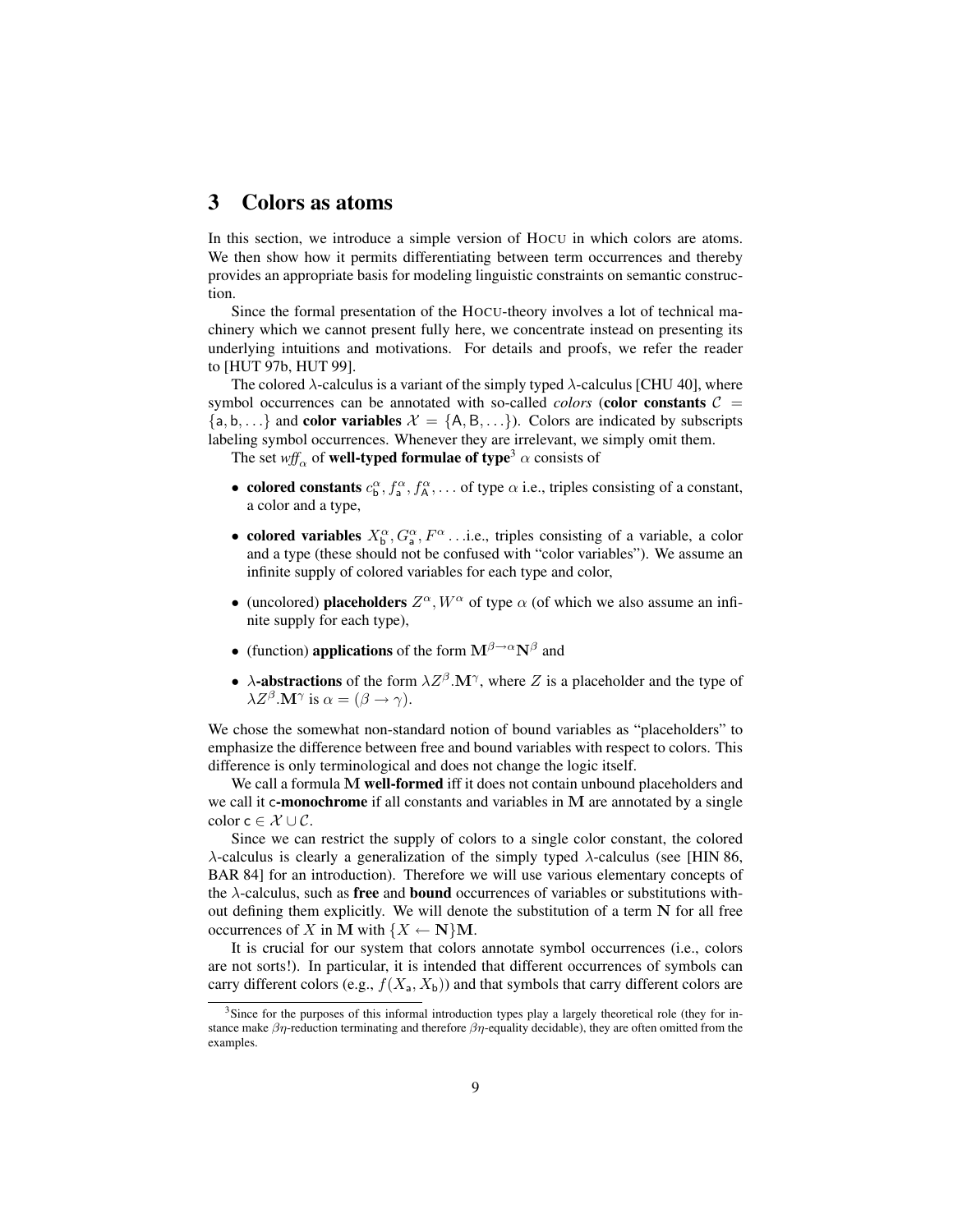# 3 Colors as atoms

In this section, we introduce a simple version of HOCU in which colors are atoms. We then show how it permits differentiating between term occurrences and thereby provides an appropriate basis for modeling linguistic constraints on semantic construction.

Since the formal presentation of the HOCU-theory involves a lot of technical machinery which we cannot present fully here, we concentrate instead on presenting its underlying intuitions and motivations. For details and proofs, we refer the reader to [HUT 97b, HUT 99].

The colored $\lambda$-calculus is a variant of the simply typed $\lambda$-calculus [CHU 40], where symbol occurrences can be annotated with so-called *colors* (**color constants** $\mathcal{C} = \{\mathsf{a}, \mathsf{b}, \ldots\}$ and **color variables** $\mathcal{X} = \{\mathsf{A}, \mathsf{B}, \ldots\}$). Colors are indicated by subscripts labeling symbol occurrences. Whenever they are irrelevant, we simply omit them.

The set $\mathit{wff}_\alpha$ of **well-typed formulae of type**[3] $\alpha$ consists of

- **colored constants** $c^\alpha_\mathsf{b}, f^\alpha_\mathsf{a}, f^\alpha_\mathsf{A}, \ldots$ of type $\alpha$ i.e., triples consisting of a constant, a color and a type,
- **colored variables** $X^\alpha_\mathsf{b}, G^\alpha_\mathsf{a}, F^\alpha \ldots$ i.e., triples consisting of a variable, a color and a type (these should not be confused with "color variables"). We assume an infinite supply of colored variables for each type and color,
- (uncolored) **placeholders** $Z^\alpha, W^\alpha$ of type $\alpha$ (of which we also assume an infinite supply for each type),
- (function) **applications** of the form $\mathbf{M}^{\beta\to\alpha}\mathbf{N}^\beta$ and
- **$\lambda$-abstractions** of the form $\lambda Z^\beta.\mathbf{M}^\gamma$, where $Z$ is a placeholder and the type of $\lambda Z^\beta.\mathbf{M}^\gamma$ is $\alpha = (\beta \to \gamma)$.

We chose the somewhat non-standard notion of bound variables as "placeholders" to emphasize the difference between free and bound variables with respect to colors. This difference is only terminological and does not change the logic itself.

We call a formula $\mathbf{M}$ **well-formed** iff it does not contain unbound placeholders and we call it $\mathsf{c}$-**monochrome** if all constants and variables in $\mathbf{M}$ are annotated by a single color $\mathsf{c} \in \mathcal{X} \cup \mathcal{C}$.

Since we can restrict the supply of colors to a single color constant, the colored $\lambda$-calculus is clearly a generalization of the simply typed $\lambda$-calculus (see [HIN 86, BAR 84] for an introduction). Therefore we will use various elementary concepts of the $\lambda$-calculus, such as **free** and **bound** occurrences of variables or substitutions without defining them explicitly. We will denote the substitution of a term $\mathbf{N}$ for all free occurrences of $X$ in $\mathbf{M}$ with $\{X \leftarrow \mathbf{N}\}\mathbf{M}$.

It is crucial for our system that colors annotate symbol occurrences (i.e., colors are not sorts!). In particular, it is intended that different occurrences of symbols can carry different colors (e.g., $f(X_\mathsf{a}, X_\mathsf{b})$) and that symbols that carry different colors are

[3] Since for the purposes of this informal introduction types play a largely theoretical role (they for instance make $\beta\eta$-reduction terminating and therefore $\beta\eta$-equality decidable), they are often omitted from the examples.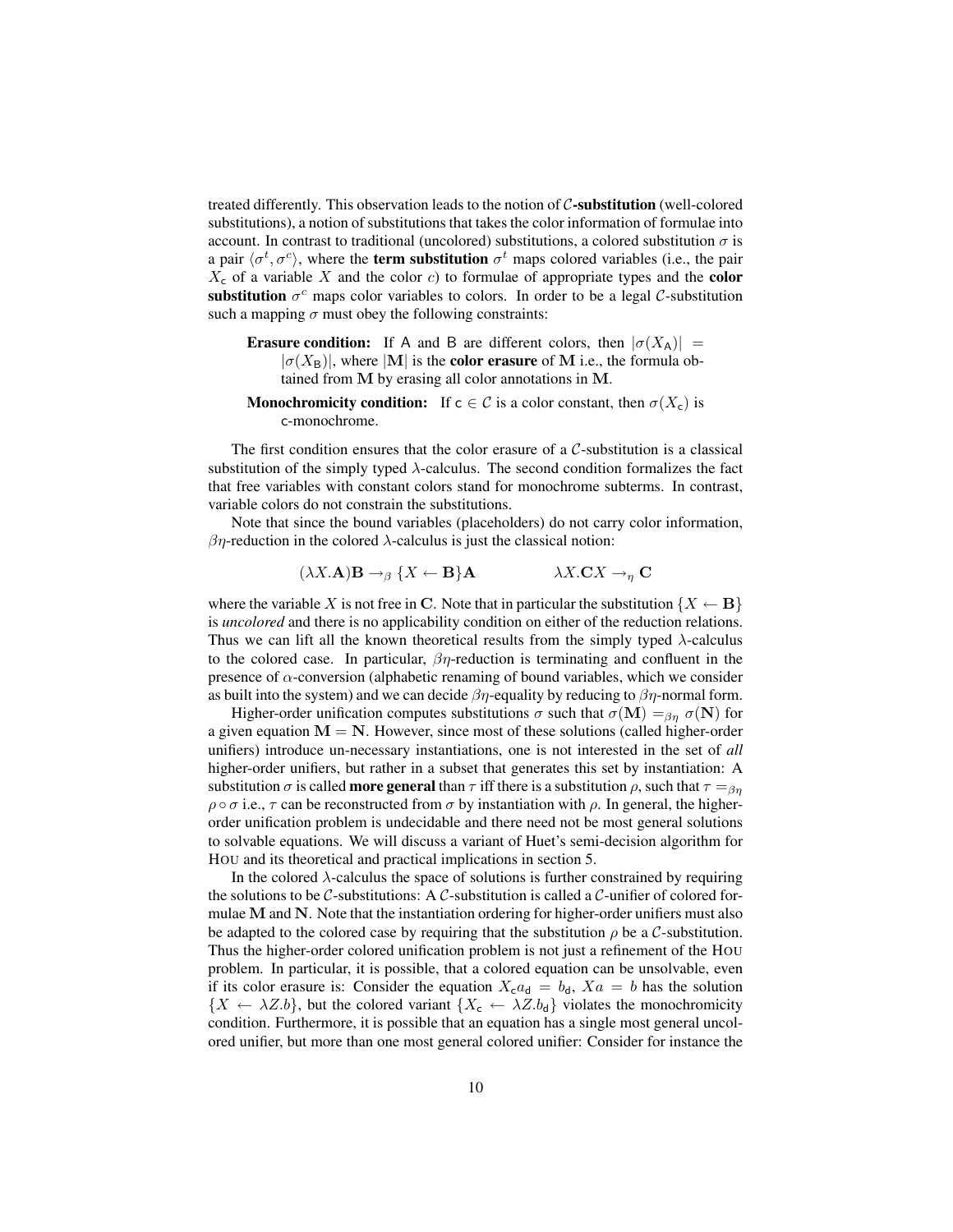treated differently. This observation leads to the notion of **$\mathcal{C}$-substitution** (well-colored substitutions), a notion of substitutions that takes the color information of formulae into account. In contrast to traditional (uncolored) substitutions, a colored substitution $\sigma$ is a pair $\langle \sigma^t, \sigma^c \rangle$, where the **term substitution** $\sigma^t$ maps colored variables (i.e., the pair $X_\mathsf{c}$ of a variable $X$ and the color $c$) to formulae of appropriate types and the **color substitution** $\sigma^c$ maps color variables to colors. In order to be a legal $\mathcal{C}$-substitution such a mapping $\sigma$ must obey the following constraints:

**Erasure condition:** If $\mathsf{A}$ and $\mathsf{B}$ are different colors, then $|\sigma(X_\mathsf{A})| = |\sigma(X_\mathsf{B})|$, where $|\mathbf{M}|$ is the **color erasure** of $\mathbf{M}$ i.e., the formula obtained from $\mathbf{M}$ by erasing all color annotations in $\mathbf{M}$.

**Monochromicity condition:** If $\mathsf{c} \in \mathcal{C}$ is a color constant, then $\sigma(X_\mathsf{c})$ is $\mathsf{c}$-monochrome.

The first condition ensures that the color erasure of a $\mathcal{C}$-substitution is a classical substitution of the simply typed $\lambda$-calculus. The second condition formalizes the fact that free variables with constant colors stand for monochrome subterms. In contrast, variable colors do not constrain the substitutions.

Note that since the bound variables (placeholders) do not carry color information, $\beta\eta$-reduction in the colored $\lambda$-calculus is just the classical notion:

$$(\lambda X.\mathbf{A})\mathbf{B} \rightarrow_\beta \{X \leftarrow \mathbf{B}\}\mathbf{A} \qquad\qquad \lambda X.\mathbf{C}X \rightarrow_\eta \mathbf{C}$$

where the variable $X$ is not free in $\mathbf{C}$. Note that in particular the substitution $\{X \leftarrow \mathbf{B}\}$ is *uncolored* and there is no applicability condition on either of the reduction relations. Thus we can lift all the known theoretical results from the simply typed $\lambda$-calculus to the colored case. In particular, $\beta\eta$-reduction is terminating and confluent in the presence of $\alpha$-conversion (alphabetic renaming of bound variables, which we consider as built into the system) and we can decide $\beta\eta$-equality by reducing to $\beta\eta$-normal form.

Higher-order unification computes substitutions $\sigma$ such that $\sigma(\mathbf{M}) =_{\beta\eta} \sigma(\mathbf{N})$ for a given equation $\mathbf{M} = \mathbf{N}$. However, since most of these solutions (called higher-order unifiers) introduce un-necessary instantiations, one is not interested in the set of *all* higher-order unifiers, but rather in a subset that generates this set by instantiation: A substitution $\sigma$ is called **more general** than $\tau$ iff there is a substitution $\rho$, such that $\tau =_{\beta\eta} \rho \circ \sigma$ i.e., $\tau$ can be reconstructed from $\sigma$ by instantiation with $\rho$. In general, the higher-order unification problem is undecidable and there need not be most general solutions to solvable equations. We will discuss a variant of Huet's semi-decision algorithm for HOU and its theoretical and practical implications in section 5.

In the colored $\lambda$-calculus the space of solutions is further constrained by requiring the solutions to be $\mathcal{C}$-substitutions: A $\mathcal{C}$-substitution is called a $\mathcal{C}$-unifier of colored formulae $\mathbf{M}$ and $\mathbf{N}$. Note that the instantiation ordering for higher-order unifiers must also be adapted to the colored case by requiring that the substitution $\rho$ be a $\mathcal{C}$-substitution. Thus the higher-order colored unification problem is not just a refinement of the HOU problem. In particular, it is possible, that a colored equation can be unsolvable, even if its color erasure is: Consider the equation $X_\mathsf{c}a_\mathsf{d} = b_\mathsf{d}$, $Xa = b$ has the solution $\{X \leftarrow \lambda Z.b\}$, but the colored variant $\{X_\mathsf{c} \leftarrow \lambda Z.b_\mathsf{d}\}$ violates the monochromicity condition. Furthermore, it is possible that an equation has a single most general uncolored unifier, but more than one most general colored unifier: Consider for instance the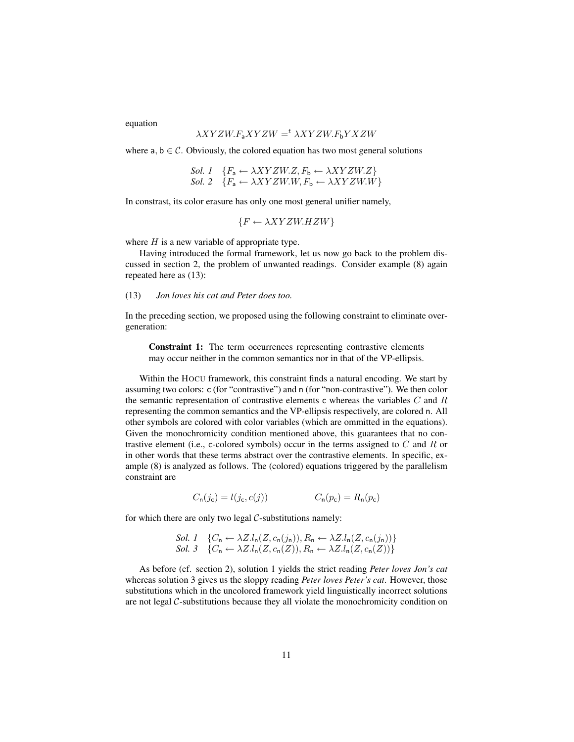equation

$$\lambda XYZW.F_{\mathsf{a}}XYZW =^t \lambda XYZW.F_{\mathsf{b}}YXZW$$

where $\mathsf{a}, \mathsf{b} \in \mathcal{C}$. Obviously, the colored equation has two most general solutions

$$\begin{array}{ll} \textit{Sol. 1} & \{F_{\mathsf{a}} \leftarrow \lambda XYZW.Z, F_{\mathsf{b}} \leftarrow \lambda XYZW.Z\} \\ \textit{Sol. 2} & \{F_{\mathsf{a}} \leftarrow \lambda XYZW.W, F_{\mathsf{b}} \leftarrow \lambda XYZW.W\} \end{array}$$

In constrast, its color erasure has only one most general unifier namely,

$$\{F \leftarrow \lambda XYZW.HZW\}$$

where $H$ is a new variable of appropriate type.

Having introduced the formal framework, let us now go back to the problem discussed in section 2, the problem of unwanted readings. Consider example (8) again repeated here as (13):

(13) *Jon loves his cat and Peter does too.*

In the preceding section, we proposed using the following constraint to eliminate overgeneration:

> **Constraint 1:** The term occurrences representing contrastive elements may occur neither in the common semantics nor in that of the VP-ellipsis.

Within the HOCU framework, this constraint finds a natural encoding. We start by assuming two colors: c (for "contrastive") and n (for "non-contrastive"). We then color the semantic representation of contrastive elements c whereas the variables $C$ and $R$ representing the common semantics and the VP-ellipsis respectively, are colored n. All other symbols are colored with color variables (which are ommitted in the equations). Given the monochromicity condition mentioned above, this guarantees that no contrastive element (i.e., c-colored symbols) occur in the terms assigned to $C$ and $R$ or in other words that these terms abstract over the contrastive elements. In specific, example (8) is analyzed as follows. The (colored) equations triggered by the parallelism constraint are

$$C_{\mathsf{n}}(j_{\mathsf{c}}) = l(j_{\mathsf{c}}, c(j)) \qquad\qquad C_{\mathsf{n}}(p_{\mathsf{c}}) = R_{\mathsf{n}}(p_{\mathsf{c}})$$

for which there are only two legal $\mathcal{C}$-substitutions namely:

$$\begin{array}{ll} \textit{Sol. 1} & \{C_{\mathsf{n}} \leftarrow \lambda Z.l_{\mathsf{n}}(Z, c_{\mathsf{n}}(j_{\mathsf{n}})), R_{\mathsf{n}} \leftarrow \lambda Z.l_{\mathsf{n}}(Z, c_{\mathsf{n}}(j_{\mathsf{n}}))\} \\ \textit{Sol. 3} & \{C_{\mathsf{n}} \leftarrow \lambda Z.l_{\mathsf{n}}(Z, c_{\mathsf{n}}(Z)), R_{\mathsf{n}} \leftarrow \lambda Z.l_{\mathsf{n}}(Z, c_{\mathsf{n}}(Z))\} \end{array}$$

As before (cf. section 2), solution 1 yields the strict reading *Peter loves Jon's cat* whereas solution 3 gives us the sloppy reading *Peter loves Peter's cat*. However, those substitutions which in the uncolored framework yield linguistically incorrect solutions are not legal $\mathcal{C}$-substitutions because they all violate the monochromicity condition on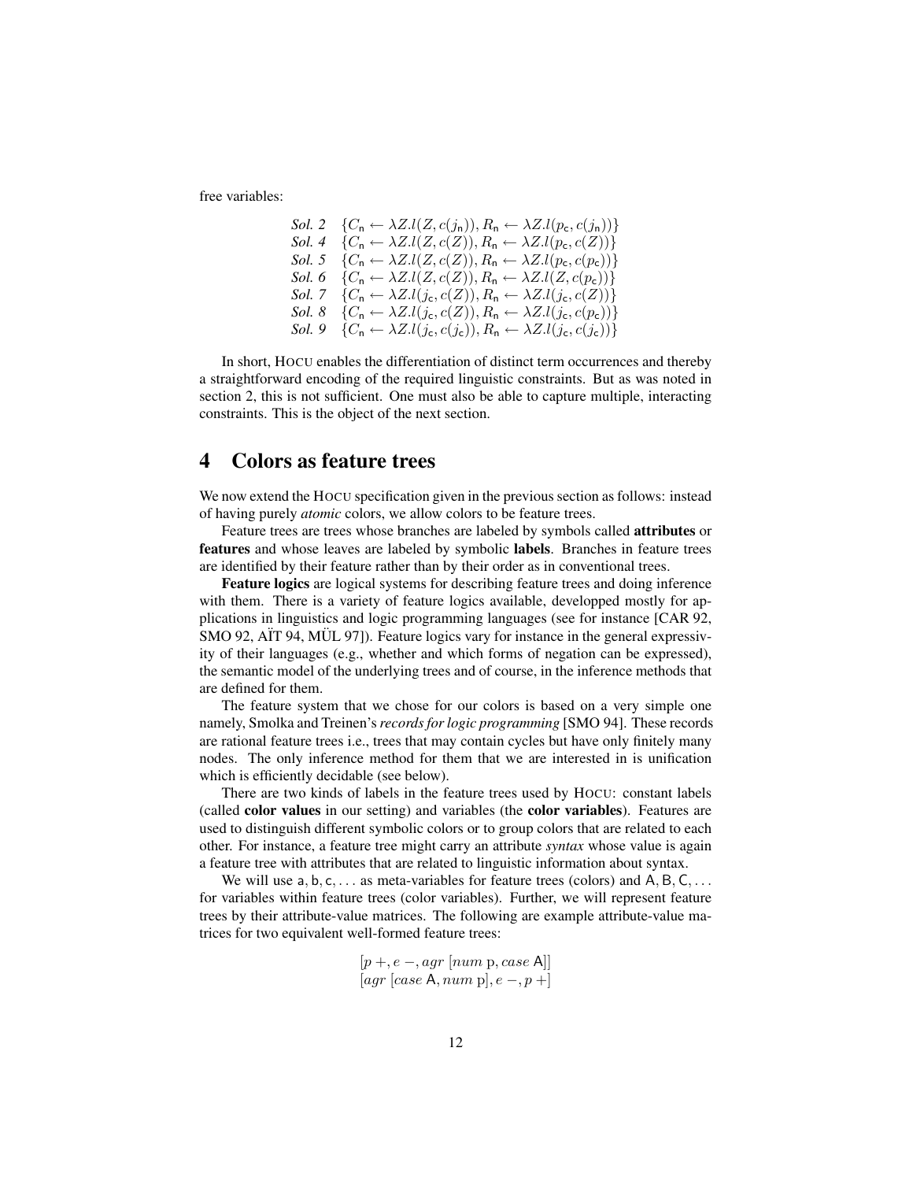free variables:

$$
\begin{array}{ll}
\textit{Sol. 2} & \{C_{\mathsf{n}} \leftarrow \lambda Z.l(Z, c(j_{\mathsf{n}})), R_{\mathsf{n}} \leftarrow \lambda Z.l(p_{\mathsf{c}}, c(j_{\mathsf{n}}))\} \\
\textit{Sol. 4} & \{C_{\mathsf{n}} \leftarrow \lambda Z.l(Z, c(Z)), R_{\mathsf{n}} \leftarrow \lambda Z.l(p_{\mathsf{c}}, c(Z))\} \\
\textit{Sol. 5} & \{C_{\mathsf{n}} \leftarrow \lambda Z.l(Z, c(Z)), R_{\mathsf{n}} \leftarrow \lambda Z.l(p_{\mathsf{c}}, c(p_{\mathsf{c}}))\} \\
\textit{Sol. 6} & \{C_{\mathsf{n}} \leftarrow \lambda Z.l(Z, c(Z)), R_{\mathsf{n}} \leftarrow \lambda Z.l(Z, c(p_{\mathsf{c}}))\} \\
\textit{Sol. 7} & \{C_{\mathsf{n}} \leftarrow \lambda Z.l(j_{\mathsf{c}}, c(Z)), R_{\mathsf{n}} \leftarrow \lambda Z.l(j_{\mathsf{c}}, c(Z))\} \\
\textit{Sol. 8} & \{C_{\mathsf{n}} \leftarrow \lambda Z.l(j_{\mathsf{c}}, c(Z)), R_{\mathsf{n}} \leftarrow \lambda Z.l(j_{\mathsf{c}}, c(p_{\mathsf{c}}))\} \\
\textit{Sol. 9} & \{C_{\mathsf{n}} \leftarrow \lambda Z.l(j_{\mathsf{c}}, c(j_{\mathsf{c}})), R_{\mathsf{n}} \leftarrow \lambda Z.l(j_{\mathsf{c}}, c(j_{\mathsf{c}}))\}
\end{array}
$$

In short, HOCU enables the differentiation of distinct term occurrences and thereby a straightforward encoding of the required linguistic constraints. But as was noted in section 2, this is not sufficient. One must also be able to capture multiple, interacting constraints. This is the object of the next section.

## 4 Colors as feature trees

We now extend the HOCU specification given in the previous section as follows: instead of having purely *atomic* colors, we allow colors to be feature trees.

Feature trees are trees whose branches are labeled by symbols called **attributes** or **features** and whose leaves are labeled by symbolic **labels**. Branches in feature trees are identified by their feature rather than by their order as in conventional trees.

**Feature logics** are logical systems for describing feature trees and doing inference with them. There is a variety of feature logics available, developped mostly for applications in linguistics and logic programming languages (see for instance [CAR 92, SMO 92, AÏT 94, MÜL 97]). Feature logics vary for instance in the general expressivity of their languages (e.g., whether and which forms of negation can be expressed), the semantic model of the underlying trees and of course, in the inference methods that are defined for them.

The feature system that we chose for our colors is based on a very simple one namely, Smolka and Treinen's *records for logic programming* [SMO 94]. These records are rational feature trees i.e., trees that may contain cycles but have only finitely many nodes. The only inference method for them that we are interested in is unification which is efficiently decidable (see below).

There are two kinds of labels in the feature trees used by HOCU: constant labels (called **color values** in our setting) and variables (the **color variables**). Features are used to distinguish different symbolic colors or to group colors that are related to each other. For instance, a feature tree might carry an attribute *syntax* whose value is again a feature tree with attributes that are related to linguistic information about syntax.

We will use $\mathsf{a}, \mathsf{b}, \mathsf{c}, \ldots$ as meta-variables for feature trees (colors) and $\mathsf{A}, \mathsf{B}, \mathsf{C}, \ldots$ for variables within feature trees (color variables). Further, we will represent feature trees by their attribute-value matrices. The following are example attribute-value matrices for two equivalent well-formed feature trees:

$$[p +, e -, agr\ [num\ \mathrm{p}, case\ \mathsf{A}]]$$
$$[agr\ [case\ \mathsf{A}, num\ \mathrm{p}], e -, p +]$$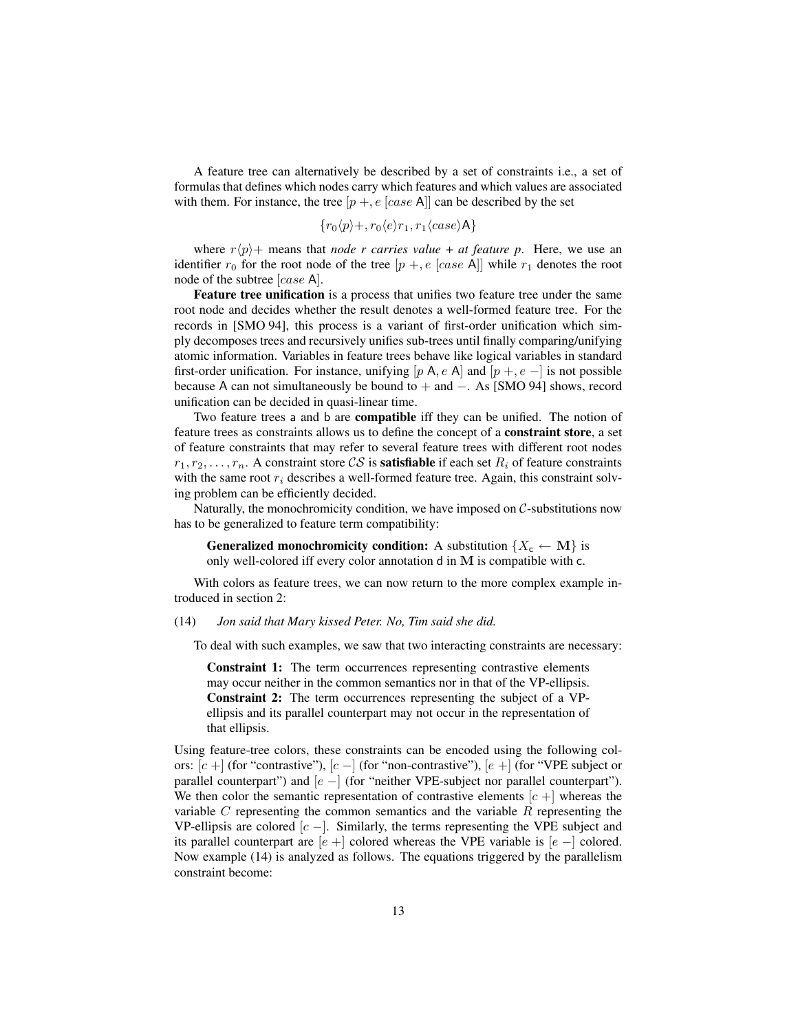A feature tree can alternatively be described by a set of constraints i.e., a set of formulas that defines which nodes carry which features and which values are associated with them. For instance, the tree $[p +, e \; [case \; \mathsf{A}]]$ can be described by the set

$$\{r_0\langle p\rangle +, r_0\langle e\rangle r_1, r_1\langle case\rangle \mathsf{A}\}$$

where $r\langle p\rangle +$ means that *node r carries value + at feature p*. Here, we use an identifier $r_0$ for the root node of the tree $[p +, e \; [case \; \mathsf{A}]]$ while $r_1$ denotes the root node of the subtree $[case \; \mathsf{A}]$.

**Feature tree unification** is a process that unifies two feature tree under the same root node and decides whether the result denotes a well-formed feature tree. For the records in [SMO 94], this process is a variant of first-order unification which simply decomposes trees and recursively unifies sub-trees until finally comparing/unifying atomic information. Variables in feature trees behave like logical variables in standard first-order unification. For instance, unifying $[p \; \mathsf{A}, e \; \mathsf{A}]$ and $[p +, e \; -]$ is not possible because $\mathsf{A}$ can not simultaneously be bound to $+$ and $-$. As [SMO 94] shows, record unification can be decided in quasi-linear time.

Two feature trees $\mathsf{a}$ and $\mathsf{b}$ are **compatible** iff they can be unified. The notion of feature trees as constraints allows us to define the concept of a **constraint store**, a set of feature constraints that may refer to several feature trees with different root nodes $r_1, r_2, \ldots, r_n$. A constraint store $\mathcal{CS}$ is **satisfiable** if each set $R_i$ of feature constraints with the same root $r_i$ describes a well-formed feature tree. Again, this constraint solving problem can be efficiently decided.

Naturally, the monochromicity condition, we have imposed on $\mathcal{C}$-substitutions now has to be generalized to feature term compatibility:

> **Generalized monochromicity condition:** A substitution $\{X_{\mathsf{c}} \leftarrow \mathbf{M}\}$ is only well-colored iff every color annotation $\mathsf{d}$ in $\mathbf{M}$ is compatible with $\mathsf{c}$.

With colors as feature trees, we can now return to the more complex example introduced in section 2:

(14) *Jon said that Mary kissed Peter. No, Tim said she did.*

To deal with such examples, we saw that two interacting constraints are necessary:

> **Constraint 1:** The term occurrences representing contrastive elements may occur neither in the common semantics nor in that of the VP-ellipsis.
> **Constraint 2:** The term occurrences representing the subject of a VP-ellipsis and its parallel counterpart may not occur in the representation of that ellipsis.

Using feature-tree colors, these constraints can be encoded using the following colors: $[c \; +]$ (for "contrastive"), $[c \; -]$ (for "non-contrastive"), $[e \; +]$ (for "VPE subject or parallel counterpart") and $[e \; -]$ (for "neither VPE-subject nor parallel counterpart"). We then color the semantic representation of contrastive elements $[c \; +]$ whereas the variable $C$ representing the common semantics and the variable $R$ representing the VP-ellipsis are colored $[c \; -]$. Similarly, the terms representing the VPE subject and its parallel counterpart are $[e \; +]$ colored whereas the VPE variable is $[e \; -]$ colored. Now example (14) is analyzed as follows. The equations triggered by the parallelism constraint become: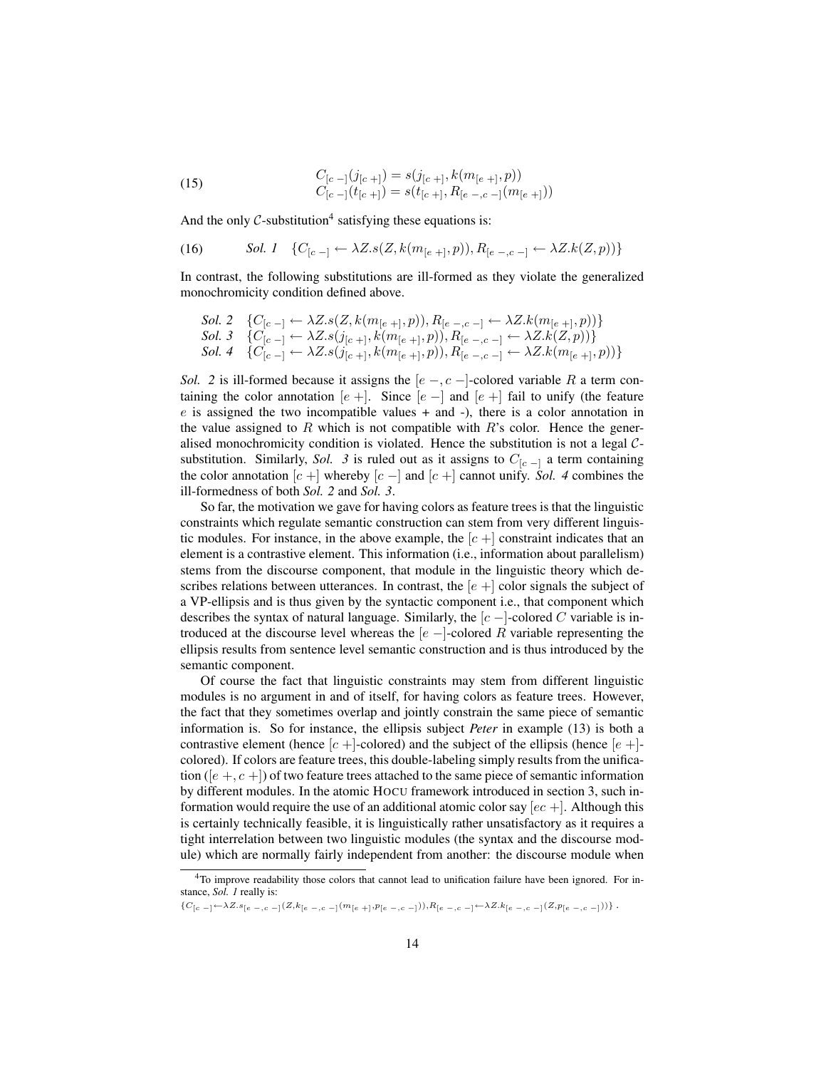$$
(15) \qquad \begin{array}{c} C_{[c\,-]}(j_{[c\,+]}) = s(j_{[c\,+]}, k(m_{[e\,+]}, p)) \\ C_{[c\,-]}(t_{[c\,+]}) = s(t_{[c\,+]}, R_{[e\,-,c\,-]}(m_{[e\,+]})) \end{array}
$$

And the only $\mathcal{C}$-substitution[4] satisfying these equations is:

$$
(16) \qquad \textit{Sol. 1} \quad \{C_{[c\,-]} \leftarrow \lambda Z.s(Z, k(m_{[e\,+]}, p)), R_{[e\,-,c\,-]} \leftarrow \lambda Z.k(Z, p))\}
$$

In contrast, the following substitutions are ill-formed as they violate the generalized monochromicity condition defined above.

$$
\begin{array}{ll}
\textit{Sol. 2} & \{C_{[c\,-]} \leftarrow \lambda Z.s(Z, k(m_{[e\,+]}, p)), R_{[e\,-,c\,-]} \leftarrow \lambda Z.k(m_{[e\,+]}, p))\} \\
\textit{Sol. 3} & \{C_{[c\,-]} \leftarrow \lambda Z.s(j_{[c\,+]}, k(m_{[e\,+]}, p)), R_{[e\,-,c\,-]} \leftarrow \lambda Z.k(Z, p))\} \\
\textit{Sol. 4} & \{C_{[c\,-]} \leftarrow \lambda Z.s(j_{[c\,+]}, k(m_{[e\,+]}, p)), R_{[e\,-,c\,-]} \leftarrow \lambda Z.k(m_{[e\,+]}, p))\}
\end{array}
$$

*Sol. 2* is ill-formed because it assigns the $[e\,-, c\,-]$-colored variable $R$ a term containing the color annotation $[e\,+]$. Since $[e\,-]$ and $[e\,+]$ fail to unify (the feature $e$ is assigned the two incompatible values + and -), there is a color annotation in the value assigned to $R$ which is not compatible with $R$'s color. Hence the generalised monochromicity condition is violated. Hence the substitution is not a legal $\mathcal{C}$-substitution. Similarly, *Sol. 3* is ruled out as it assigns to $C_{[c\,-]}$ a term containing the color annotation $[c\,+]$ whereby $[c\,-]$ and $[c\,+]$ cannot unify. *Sol. 4* combines the ill-formedness of both *Sol. 2* and *Sol. 3*.

So far, the motivation we gave for having colors as feature trees is that the linguistic constraints which regulate semantic construction can stem from very different linguistic modules. For instance, in the above example, the $[c\,+]$ constraint indicates that an element is a contrastive element. This information (i.e., information about parallelism) stems from the discourse component, that module in the linguistic theory which describes relations between utterances. In contrast, the $[e\,+]$ color signals the subject of a VP-ellipsis and is thus given by the syntactic component i.e., that component which describes the syntax of natural language. Similarly, the $[c\,-]$-colored $C$ variable is introduced at the discourse level whereas the $[e\,-]$-colored $R$ variable representing the ellipsis results from sentence level semantic construction and is thus introduced by the semantic component.

Of course the fact that linguistic constraints may stem from different linguistic modules is no argument in and of itself, for having colors as feature trees. However, the fact that they sometimes overlap and jointly constrain the same piece of semantic information is. So for instance, the ellipsis subject *Peter* in example (13) is both a contrastive element (hence $[c\,+]$-colored) and the subject of the ellipsis (hence $[e\,+]$-colored). If colors are feature trees, this double-labeling simply results from the unification ($[e\,+, c\,+]$) of two feature trees attached to the same piece of semantic information by different modules. In the atomic HOCU framework introduced in section 3, such information would require the use of an additional atomic color say $[ec\,+]$. Although this is certainly technically feasible, it is linguistically rather unsatisfactory as it requires a tight interrelation between two linguistic modules (the syntax and the discourse module) which are normally fairly independent from another: the discourse module when

[4] To improve readability those colors that cannot lead to unification failure have been ignored. For instance, *Sol. 1* really is:
$\{C_{[c\,-]} \leftarrow \lambda Z.s_{[e\,-,c\,-]}(Z, k_{[e\,-,c\,-]}(m_{[e\,+]}, p_{[e\,-,c\,-]})), R_{[e\,-,c\,-]} \leftarrow \lambda Z.k_{[e\,-,c\,-]}(Z, p_{[e\,-,c\,-]}))\}$.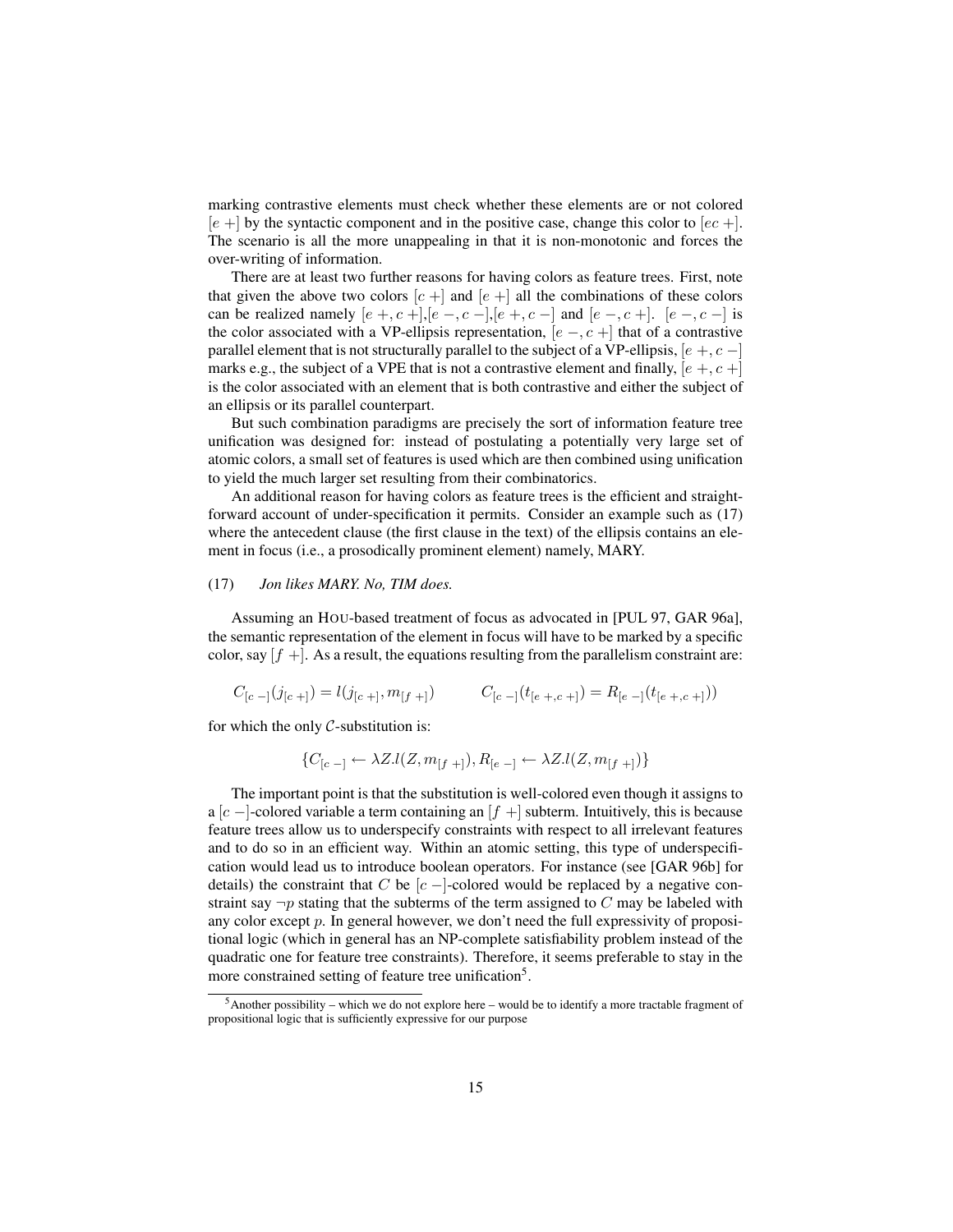marking contrastive elements must check whether these elements are or not colored $[e\,+]$ by the syntactic component and in the positive case, change this color to $[ec\,+]$. The scenario is all the more unappealing in that it is non-monotonic and forces the over-writing of information.

There are at least two further reasons for having colors as feature trees. First, note that given the above two colors $[c\,+]$ and $[e\,+]$ all the combinations of these colors can be realized namely $[e\,+, c\,+]$,$[e\,-, c\,-]$,$[e\,+, c\,-]$ and $[e\,-, c\,+]$. $[e\,-, c\,-]$ is the color associated with a VP-ellipsis representation, $[e\,-, c\,+]$ that of a contrastive parallel element that is not structurally parallel to the subject of a VP-ellipsis, $[e\,+, c\,-]$ marks e.g., the subject of a VPE that is not a contrastive element and finally, $[e\,+, c\,+]$ is the color associated with an element that is both contrastive and either the subject of an ellipsis or its parallel counterpart.

But such combination paradigms are precisely the sort of information feature tree unification was designed for: instead of postulating a potentially very large set of atomic colors, a small set of features is used which are then combined using unification to yield the much larger set resulting from their combinatorics.

An additional reason for having colors as feature trees is the efficient and straightforward account of under-specification it permits. Consider an example such as (17) where the antecedent clause (the first clause in the text) of the ellipsis contains an element in focus (i.e., a prosodically prominent element) namely, MARY.

(17) *Jon likes MARY. No, TIM does.*

Assuming an HOU-based treatment of focus as advocated in [PUL 97, GAR 96a], the semantic representation of the element in focus will have to be marked by a specific color, say $[f\,+]$. As a result, the equations resulting from the parallelism constraint are:

$$C_{[c\,-]}(j_{[c\,+]}) = l(j_{[c\,+]}, m_{[f\,+]}) \qquad C_{[c\,-]}(t_{[e\,+,c\,+]}) = R_{[e\,-]}(t_{[e\,+,c\,+]}))$$

for which the only $\mathcal{C}$-substitution is:

$$\{C_{[c\,-]} \leftarrow \lambda Z.l(Z, m_{[f\,+]}), R_{[e\,-]} \leftarrow \lambda Z.l(Z, m_{[f\,+]})\}$$

The important point is that the substitution is well-colored even though it assigns to a $[c\,-]$-colored variable a term containing an $[f\,+]$ subterm. Intuitively, this is because feature trees allow us to underspecify constraints with respect to all irrelevant features and to do so in an efficient way. Within an atomic setting, this type of underspecification would lead us to introduce boolean operators. For instance (see [GAR 96b] for details) the constraint that $C$ be $[c\,-]$-colored would be replaced by a negative constraint say $\neg p$ stating that the subterms of the term assigned to $C$ may be labeled with any color except $p$. In general however, we don't need the full expressivity of propositional logic (which in general has an NP-complete satisfiability problem instead of the quadratic one for feature tree constraints). Therefore, it seems preferable to stay in the more constrained setting of feature tree unification[5].

[5] Another possibility – which we do not explore here – would be to identify a more tractable fragment of propositional logic that is sufficiently expressive for our purpose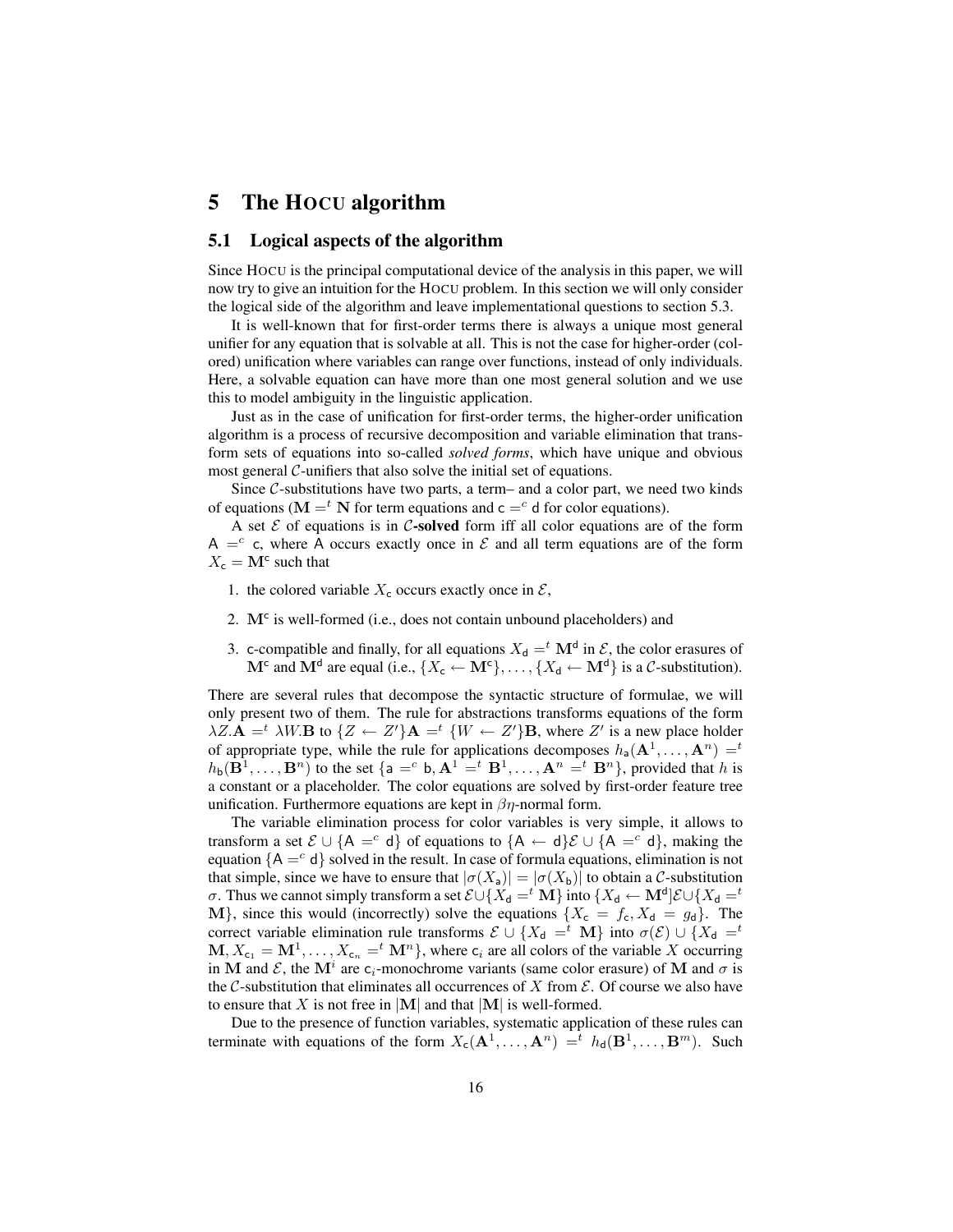# 5 The HOCU algorithm

## 5.1 Logical aspects of the algorithm

Since HOCU is the principal computational device of the analysis in this paper, we will now try to give an intuition for the HOCU problem. In this section we will only consider the logical side of the algorithm and leave implementational questions to section 5.3.

It is well-known that for first-order terms there is always a unique most general unifier for any equation that is solvable at all. This is not the case for higher-order (colored) unification where variables can range over functions, instead of only individuals. Here, a solvable equation can have more than one most general solution and we use this to model ambiguity in the linguistic application.

Just as in the case of unification for first-order terms, the higher-order unification algorithm is a process of recursive decomposition and variable elimination that transform sets of equations into so-called *solved forms*, which have unique and obvious most general $\mathcal{C}$-unifiers that also solve the initial set of equations.

Since $\mathcal{C}$-substitutions have two parts, a term– and a color part, we need two kinds of equations ($\mathbf{M} =^t \mathbf{N}$ for term equations and $\mathsf{c} =^c \mathsf{d}$ for color equations).

A set $\mathcal{E}$ of equations is in **$\mathcal{C}$-solved** form iff all color equations are of the form $\mathsf{A} =^c \mathsf{c}$, where $\mathsf{A}$ occurs exactly once in $\mathcal{E}$ and all term equations are of the form $X_\mathsf{c} = \mathbf{M}^\mathsf{c}$ such that

1. the colored variable $X_\mathsf{c}$ occurs exactly once in $\mathcal{E}$,
2. $\mathbf{M}^\mathsf{c}$ is well-formed (i.e., does not contain unbound placeholders) and
3. $\mathsf{c}$-compatible and finally, for all equations $X_\mathsf{d} =^t \mathbf{M}^\mathsf{d}$ in $\mathcal{E}$, the color erasures of $\mathbf{M}^\mathsf{c}$ and $\mathbf{M}^\mathsf{d}$ are equal (i.e., $\{X_\mathsf{c} \leftarrow \mathbf{M}^\mathsf{c}\}, \ldots, \{X_\mathsf{d} \leftarrow \mathbf{M}^\mathsf{d}\}$ is a $\mathcal{C}$-substitution).

There are several rules that decompose the syntactic structure of formulae, we will only present two of them. The rule for abstractions transforms equations of the form $\lambda Z.\mathbf{A} =^t \lambda W.\mathbf{B}$ to $\{Z \leftarrow Z'\}\mathbf{A} =^t \{W \leftarrow Z'\}\mathbf{B}$, where $Z'$ is a new place holder of appropriate type, while the rule for applications decomposes $h_\mathsf{a}(\mathbf{A}^1, \ldots, \mathbf{A}^n) =^t h_\mathsf{b}(\mathbf{B}^1, \ldots, \mathbf{B}^n)$ to the set $\{\mathsf{a} =^c \mathsf{b}, \mathbf{A}^1 =^t \mathbf{B}^1, \ldots, \mathbf{A}^n =^t \mathbf{B}^n\}$, provided that $h$ is a constant or a placeholder. The color equations are solved by first-order feature tree unification. Furthermore equations are kept in $\beta\eta$-normal form.

The variable elimination process for color variables is very simple, it allows to transform a set $\mathcal{E} \cup \{\mathsf{A} =^c \mathsf{d}\}$ of equations to $\{\mathsf{A} \leftarrow \mathsf{d}\}\mathcal{E} \cup \{\mathsf{A} =^c \mathsf{d}\}$, making the equation $\{\mathsf{A} =^c \mathsf{d}\}$ solved in the result. In case of formula equations, elimination is not that simple, since we have to ensure that $|\sigma(X_\mathsf{a})| = |\sigma(X_\mathsf{b})|$ to obtain a $\mathcal{C}$-substitution $\sigma$. Thus we cannot simply transform a set $\mathcal{E} \cup \{X_\mathsf{d} =^t \mathbf{M}\}$ into $\{X_\mathsf{d} \leftarrow \mathbf{M}^\mathsf{d}\}\mathcal{E} \cup \{X_\mathsf{d} =^t \mathbf{M}\}$, since this would (incorrectly) solve the equations $\{X_\mathsf{c} = f_\mathsf{c}, X_\mathsf{d} = g_\mathsf{d}\}$. The correct variable elimination rule transforms $\mathcal{E} \cup \{X_\mathsf{d} =^t \mathbf{M}\}$ into $\sigma(\mathcal{E}) \cup \{X_\mathsf{d} =^t \mathbf{M}, X_{\mathsf{c}_1} = \mathbf{M}^1, \ldots, X_{\mathsf{c}_n} =^t \mathbf{M}^n\}$, where $\mathsf{c}_i$ are all colors of the variable $X$ occurring in $\mathbf{M}$ and $\mathcal{E}$, the $\mathbf{M}^i$ are $\mathsf{c}_i$-monochrome variants (same color erasure) of $\mathbf{M}$ and $\sigma$ is the $\mathcal{C}$-substitution that eliminates all occurrences of $X$ from $\mathcal{E}$. Of course we also have to ensure that $X$ is not free in $|\mathbf{M}|$ and that $|\mathbf{M}|$ is well-formed.

Due to the presence of function variables, systematic application of these rules can terminate with equations of the form $X_\mathsf{c}(\mathbf{A}^1, \ldots, \mathbf{A}^n) =^t h_\mathsf{d}(\mathbf{B}^1, \ldots, \mathbf{B}^m)$. Such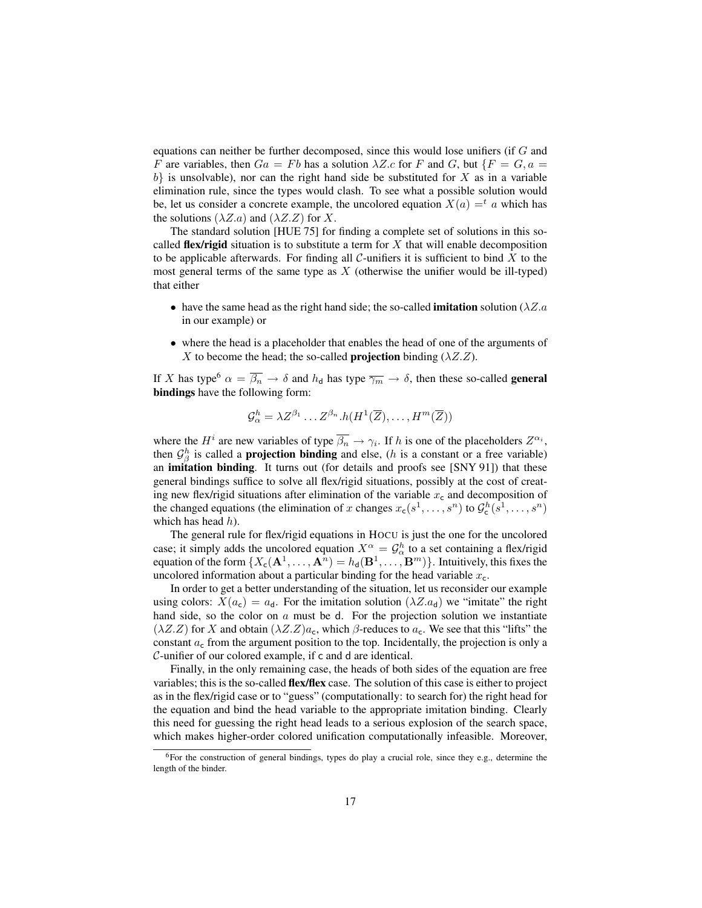equations can neither be further decomposed, since this would lose unifiers (if $G$ and $F$ are variables, then $Ga = Fb$ has a solution $\lambda Z.c$ for $F$ and $G$, but $\{F = G, a = b\}$ is unsolvable), nor can the right hand side be substituted for $X$ as in a variable elimination rule, since the types would clash. To see what a possible solution would be, let us consider a concrete example, the uncolored equation $X(a) =^t a$ which has the solutions $(\lambda Z.a)$ and $(\lambda Z.Z)$ for $X$.

The standard solution [HUE 75] for finding a complete set of solutions in this so-called **flex/rigid** situation is to substitute a term for $X$ that will enable decomposition to be applicable afterwards. For finding all $\mathcal{C}$-unifiers it is sufficient to bind $X$ to the most general terms of the same type as $X$ (otherwise the unifier would be ill-typed) that either

- have the same head as the right hand side; the so-called **imitation** solution ($\lambda Z.a$ in our example) or
- where the head is a placeholder that enables the head of one of the arguments of $X$ to become the head; the so-called **projection** binding ($\lambda Z.Z$).

If $X$ has type[6] $\alpha = \overline{\beta_n} \rightarrow \delta$ and $h_{\mathsf{d}}$ has type $\overline{\gamma_m} \rightarrow \delta$, then these so-called **general bindings** have the following form:

$$\mathcal{G}_\alpha^h = \lambda Z^{\beta_1} \ldots Z^{\beta_n}.h(H^1(\overline{Z}), \ldots, H^m(\overline{Z}))$$

where the $H^i$ are new variables of type $\overline{\beta_n} \rightarrow \gamma_i$. If $h$ is one of the placeholders $Z^{\alpha_i}$, then $\mathcal{G}_\beta^h$ is called a **projection binding** and else, ($h$ is a constant or a free variable) an **imitation binding**. It turns out (for details and proofs see [SNY 91]) that these general bindings suffice to solve all flex/rigid situations, possibly at the cost of creating new flex/rigid situations after elimination of the variable $x_{\mathsf{c}}$ and decomposition of the changed equations (the elimination of $x$ changes $x_{\mathsf{c}}(s^1, \ldots, s^n)$ to $\mathcal{G}_{\mathsf{c}}^h(s^1, \ldots, s^n)$ which has head $h$).

The general rule for flex/rigid equations in HOCU is just the one for the uncolored case; it simply adds the uncolored equation $X^\alpha = \mathcal{G}_\alpha^h$ to a set containing a flex/rigid equation of the form $\{X_{\mathsf{c}}(\mathbf{A}^1, \ldots, \mathbf{A}^n) = h_{\mathsf{d}}(\mathbf{B}^1, \ldots, \mathbf{B}^m)\}$. Intuitively, this fixes the uncolored information about a particular binding for the head variable $x_{\mathsf{c}}$.

In order to get a better understanding of the situation, let us reconsider our example using colors: $X(a_{\mathsf{c}}) = a_{\mathsf{d}}$. For the imitation solution $(\lambda Z.a_{\mathsf{d}})$ we "imitate" the right hand side, so the color on $a$ must be $\mathsf{d}$. For the projection solution we instantiate $(\lambda Z.Z)$ for $X$ and obtain $(\lambda Z.Z)a_{\mathsf{c}}$, which $\beta$-reduces to $a_{\mathsf{c}}$. We see that this "lifts" the constant $a_{\mathsf{c}}$ from the argument position to the top. Incidentally, the projection is only a $\mathcal{C}$-unifier of our colored example, if $\mathsf{c}$ and $\mathsf{d}$ are identical.

Finally, in the only remaining case, the heads of both sides of the equation are free variables; this is the so-called **flex/flex** case. The solution of this case is either to project as in the flex/rigid case or to "guess" (computationally: to search for) the right head for the equation and bind the head variable to the appropriate imitation binding. Clearly this need for guessing the right head leads to a serious explosion of the search space, which makes higher-order colored unification computationally infeasible. Moreover,

---

[6] For the construction of general bindings, types do play a crucial role, since they e.g., determine the length of the binder.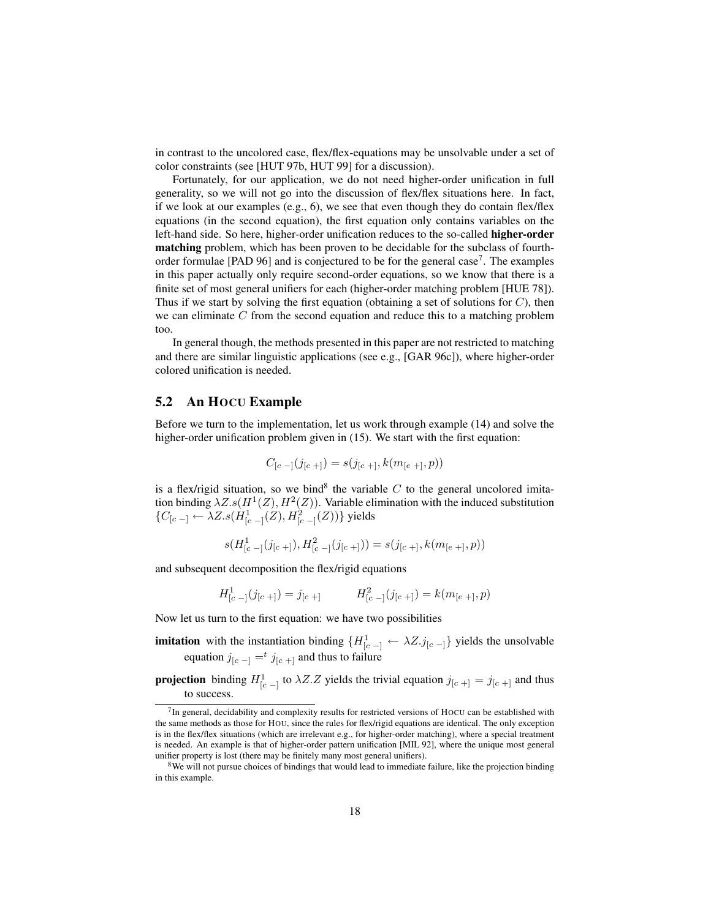in contrast to the uncolored case, flex/flex-equations may be unsolvable under a set of color constraints (see [HUT 97b, HUT 99] for a discussion).

Fortunately, for our application, we do not need higher-order unification in full generality, so we will not go into the discussion of flex/flex situations here. In fact, if we look at our examples (e.g., 6), we see that even though they do contain flex/flex equations (in the second equation), the first equation only contains variables on the left-hand side. So here, higher-order unification reduces to the so-called **higher-order matching** problem, which has been proven to be decidable for the subclass of fourth-order formulae [PAD 96] and is conjectured to be for the general case[7]. The examples in this paper actually only require second-order equations, so we know that there is a finite set of most general unifiers for each (higher-order matching problem [HUE 78]). Thus if we start by solving the first equation (obtaining a set of solutions for $C$), then we can eliminate $C$ from the second equation and reduce this to a matching problem too.

In general though, the methods presented in this paper are not restricted to matching and there are similar linguistic applications (see e.g., [GAR 96c]), where higher-order colored unification is needed.

## 5.2 An HOCU Example

Before we turn to the implementation, let us work through example (14) and solve the higher-order unification problem given in (15). We start with the first equation:

$$C_{[c\ -]}(j_{[c\ +]}) = s(j_{[c\ +]}, k(m_{[e\ +]}, p))$$

is a flex/rigid situation, so we bind[8] the variable $C$ to the general uncolored imitation binding $\lambda Z.s(H^1(Z), H^2(Z))$. Variable elimination with the induced substitution $\{C_{[c\ -]} \leftarrow \lambda Z.s(H^1_{[c\ -]}(Z), H^2_{[c\ -]}(Z))\}$ yields

$$s(H^1_{[c\ -]}(j_{[c\ +]}), H^2_{[c\ -]}(j_{[c\ +]})) = s(j_{[c\ +]}, k(m_{[e\ +]}, p))$$

and subsequent decomposition the flex/rigid equations

$$H^1_{[c\ -]}(j_{[c\ +]}) = j_{[c\ +]} \qquad H^2_{[c\ -]}(j_{[c\ +]}) = k(m_{[e\ +]}, p)$$

Now let us turn to the first equation: we have two possibilities

**imitation** with the instantiation binding $\{H^1_{[c\ -]} \leftarrow \lambda Z.j_{[c\ -]}\}$ yields the unsolvable equation $j_{[c\ -]} =^t j_{[c\ +]}$ and thus to failure

**projection** binding $H^1_{[c\ -]}$ to $\lambda Z.Z$ yields the trivial equation $j_{[c\ +]} = j_{[c\ +]}$ and thus to success.

---

[7] In general, decidability and complexity results for restricted versions of HOCU can be established with the same methods as those for HOU, since the rules for flex/rigid equations are identical. The only exception is in the flex/flex situations (which are irrelevant e.g., for higher-order matching), where a special treatment is needed. An example is that of higher-order pattern unification [MIL 92], where the unique most general unifier property is lost (there may be finitely many most general unifiers).

[8] We will not pursue choices of bindings that would lead to immediate failure, like the projection binding in this example.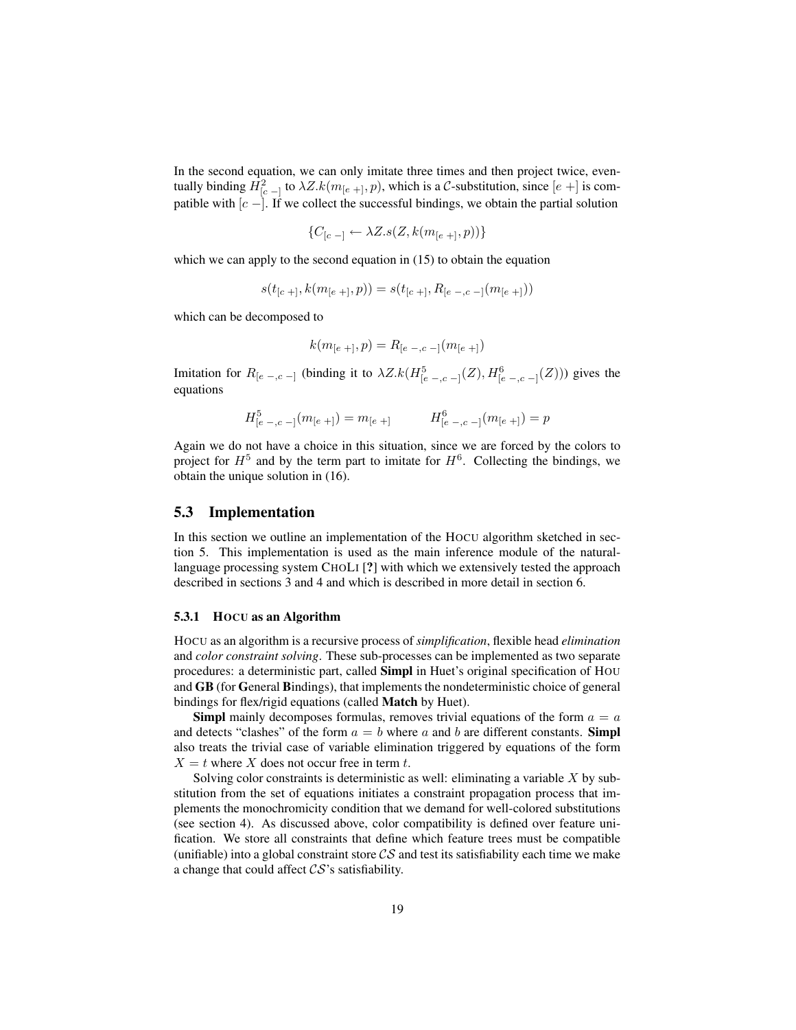In the second equation, we can only imitate three times and then project twice, eventually binding $H^2_{[c\ -]}$ to $\lambda Z.k(m_{[e\ +]}, p)$, which is a $\mathcal{C}$-substitution, since $[e\ +]$ is compatible with $[c\ -]$. If we collect the successful bindings, we obtain the partial solution

$$\{C_{[c\ -]} \leftarrow \lambda Z.s(Z, k(m_{[e\ +]}, p))\}$$

which we can apply to the second equation in (15) to obtain the equation

$$s(t_{[c\ +]}, k(m_{[e\ +]}, p)) = s(t_{[c\ +]}, R_{[e\ -, c\ -]}(m_{[e\ +]}))$$

which can be decomposed to

$$k(m_{[e\ +]}, p) = R_{[e\ -, c\ -]}(m_{[e\ +]})$$

Imitation for $R_{[e\ -, c\ -]}$ (binding it to $\lambda Z.k(H^5_{[e\ -, c\ -]}(Z), H^6_{[e\ -, c\ -]}(Z))$) gives the equations

$$H^5_{[e\ -, c\ -]}(m_{[e\ +]}) = m_{[e\ +]} \qquad H^6_{[e\ -, c\ -]}(m_{[e\ +]}) = p$$

Again we do not have a choice in this situation, since we are forced by the colors to project for $H^5$ and by the term part to imitate for $H^6$. Collecting the bindings, we obtain the unique solution in (16).

## 5.3 Implementation

In this section we outline an implementation of the HOCU algorithm sketched in section 5. This implementation is used as the main inference module of the natural-language processing system CHOLI [?] with which we extensively tested the approach described in sections 3 and 4 and which is described in more detail in section 6.

### 5.3.1 HOCU as an Algorithm

HOCU as an algorithm is a recursive process of *simplification*, flexible head *elimination* and *color constraint solving*. These sub-processes can be implemented as two separate procedures: a deterministic part, called **Simpl** in Huet's original specification of HOU and **GB** (for **G**eneral **B**indings), that implements the nondeterministic choice of general bindings for flex/rigid equations (called **Match** by Huet).

**Simpl** mainly decomposes formulas, removes trivial equations of the form $a = a$ and detects "clashes" of the form $a = b$ where $a$ and $b$ are different constants. **Simpl** also treats the trivial case of variable elimination triggered by equations of the form $X = t$ where $X$ does not occur free in term $t$.

Solving color constraints is deterministic as well: eliminating a variable $X$ by substitution from the set of equations initiates a constraint propagation process that implements the monochromicity condition that we demand for well-colored substitutions (see section 4). As discussed above, color compatibility is defined over feature unification. We store all constraints that define which feature trees must be compatible (unifiable) into a global constraint store $\mathcal{CS}$ and test its satisfiability each time we make a change that could affect $\mathcal{CS}$'s satisfiability.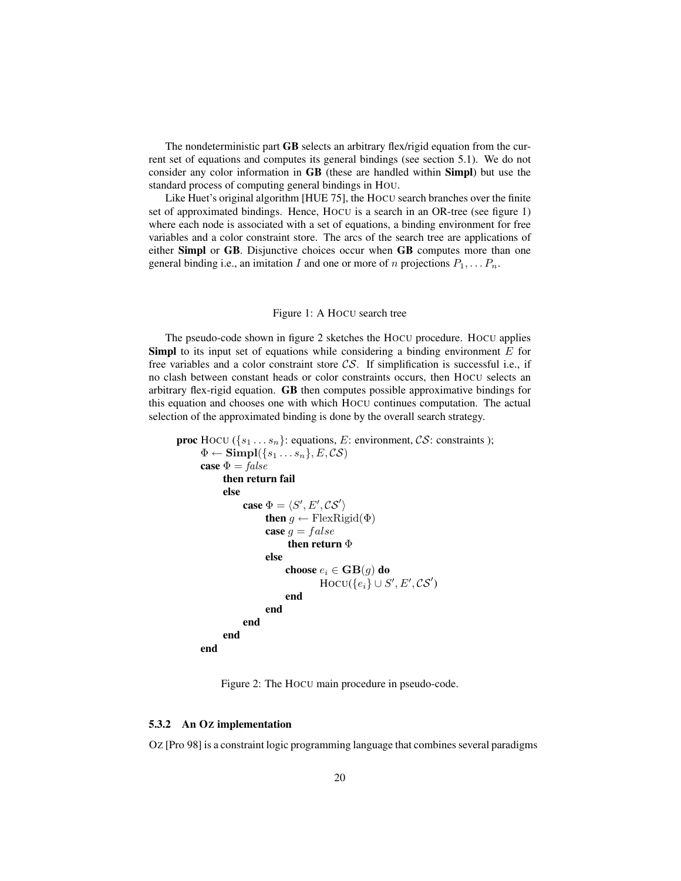The nondeterministic part **GB** selects an arbitrary flex/rigid equation from the current set of equations and computes its general bindings (see section 5.1). We do not consider any color information in **GB** (these are handled within **Simpl**) but use the standard process of computing general bindings in HOU.

Like Huet's original algorithm [HUE 75], the HOCU search branches over the finite set of approximated bindings. Hence, HOCU is a search in an OR-tree (see figure 1) where each node is associated with a set of equations, a binding environment for free variables and a color constraint store. The arcs of the search tree are applications of either **Simpl** or **GB**. Disjunctive choices occur when **GB** computes more than one general binding i.e., an imitation $I$ and one or more of $n$ projections $P_1, \ldots P_n$.

Figure 1: A HOCU search tree

The pseudo-code shown in figure 2 sketches the HOCU procedure. HOCU applies **Simpl** to its input set of equations while considering a binding environment $E$ for free variables and a color constraint store $\mathcal{CS}$. If simplification is successful i.e., if no clash between constant heads or color constraints occurs, then HOCU selects an arbitrary flex-rigid equation. **GB** then computes possible approximative bindings for this equation and chooses one with which HOCU continues computation. The actual selection of the approximated binding is done by the overall search strategy.

```
proc HOCU ({s_1 ... s_n}: equations, E: environment, CS: constraints );
    Φ ← Simpl({s_1 ... s_n}, E, CS)
    case Φ = false
        then return fail
        else
            case Φ = ⟨S', E', CS'⟩
                then g ← FlexRigid(Φ)
                case g = false
                    then return Φ
                else
                    choose e_i ∈ GB(g) do
                        HOCU({e_i} ∪ S', E', CS')
                    end
                end
            end
        end
    end
```

Figure 2: The HOCU main procedure in pseudo-code.

#### 5.3.2 An OZ implementation

OZ [Pro 98] is a constraint logic programming language that combines several paradigms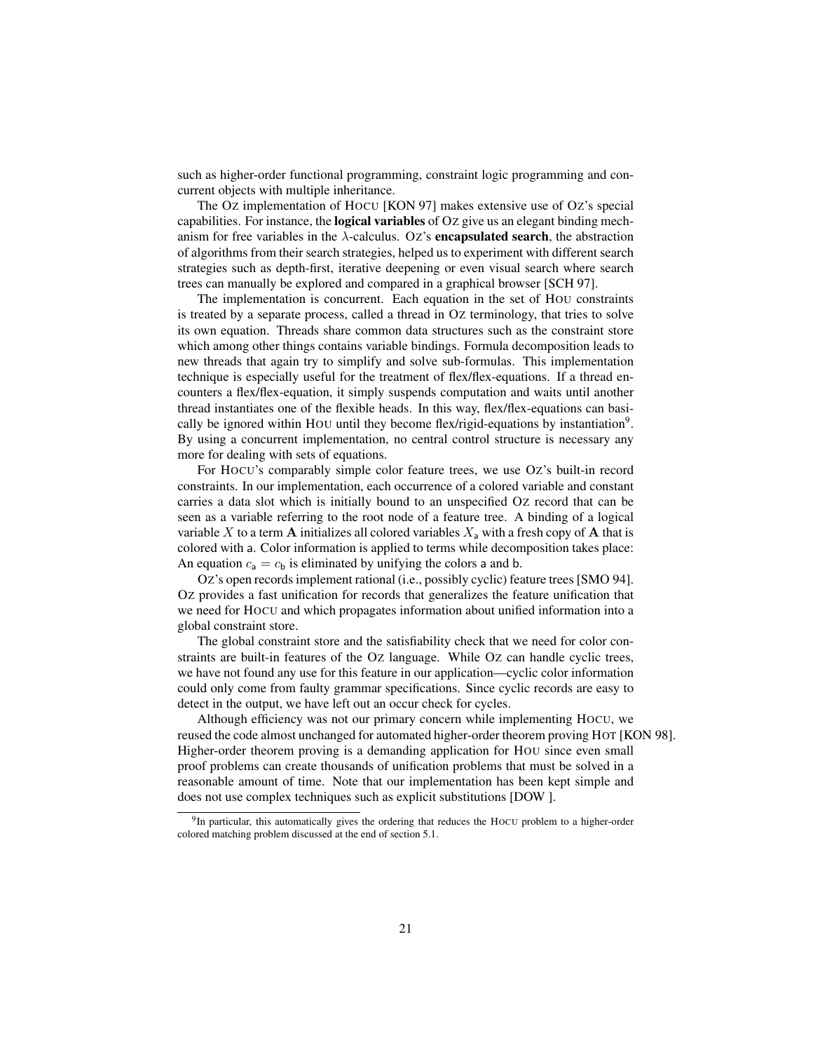such as higher-order functional programming, constraint logic programming and concurrent objects with multiple inheritance.

The OZ implementation of HOCU [KON 97] makes extensive use of OZ's special capabilities. For instance, the **logical variables** of OZ give us an elegant binding mechanism for free variables in the $\lambda$-calculus. OZ's **encapsulated search**, the abstraction of algorithms from their search strategies, helped us to experiment with different search strategies such as depth-first, iterative deepening or even visual search where search trees can manually be explored and compared in a graphical browser [SCH 97].

The implementation is concurrent. Each equation in the set of HOU constraints is treated by a separate process, called a thread in OZ terminology, that tries to solve its own equation. Threads share common data structures such as the constraint store which among other things contains variable bindings. Formula decomposition leads to new threads that again try to simplify and solve sub-formulas. This implementation technique is especially useful for the treatment of flex/flex-equations. If a thread encounters a flex/flex-equation, it simply suspends computation and waits until another thread instantiates one of the flexible heads. In this way, flex/flex-equations can basically be ignored within HOU until they become flex/rigid-equations by instantiation[9]. By using a concurrent implementation, no central control structure is necessary any more for dealing with sets of equations.

For HOCU's comparably simple color feature trees, we use OZ's built-in record constraints. In our implementation, each occurrence of a colored variable and constant carries a data slot which is initially bound to an unspecified OZ record that can be seen as a variable referring to the root node of a feature tree. A binding of a logical variable $X$ to a term $\mathbf{A}$ initializes all colored variables $X_{\mathsf{a}}$ with a fresh copy of $\mathbf{A}$ that is colored with $\mathsf{a}$. Color information is applied to terms while decomposition takes place: An equation $c_{\mathsf{a}} = c_{\mathsf{b}}$ is eliminated by unifying the colors $\mathsf{a}$ and $\mathsf{b}$.

OZ's open records implement rational (i.e., possibly cyclic) feature trees [SMO 94]. OZ provides a fast unification for records that generalizes the feature unification that we need for HOCU and which propagates information about unified information into a global constraint store.

The global constraint store and the satisfiability check that we need for color constraints are built-in features of the OZ language. While OZ can handle cyclic trees, we have not found any use for this feature in our application—cyclic color information could only come from faulty grammar specifications. Since cyclic records are easy to detect in the output, we have left out an occur check for cycles.

Although efficiency was not our primary concern while implementing HOCU, we reused the code almost unchanged for automated higher-order theorem proving HOT [KON 98]. Higher-order theorem proving is a demanding application for HOU since even small proof problems can create thousands of unification problems that must be solved in a reasonable amount of time. Note that our implementation has been kept simple and does not use complex techniques such as explicit substitutions [DOW ].

---

[9] In particular, this automatically gives the ordering that reduces the HOCU problem to a higher-order colored matching problem discussed at the end of section 5.1.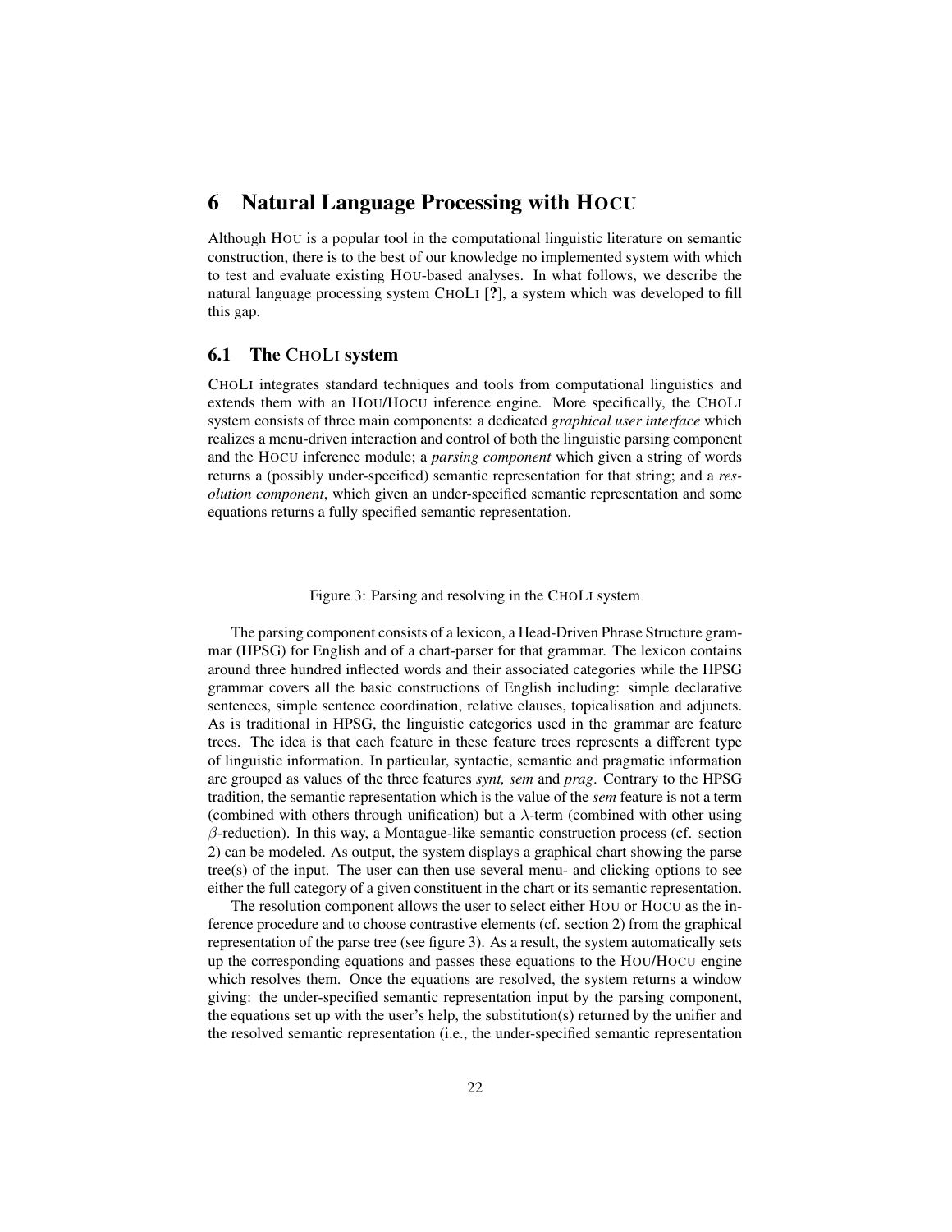## 6 Natural Language Processing with HOCU

Although HOU is a popular tool in the computational linguistic literature on semantic construction, there is to the best of our knowledge no implemented system with which to test and evaluate existing HOU-based analyses. In what follows, we describe the natural language processing system CHOLI [?], a system which was developed to fill this gap.

### 6.1 The CHOLI system

CHOLI integrates standard techniques and tools from computational linguistics and extends them with an HOU/HOCU inference engine. More specifically, the CHOLI system consists of three main components: a dedicated *graphical user interface* which realizes a menu-driven interaction and control of both the linguistic parsing component and the HOCU inference module; a *parsing component* which given a string of words returns a (possibly under-specified) semantic representation for that string; and a *resolution component*, which given an under-specified semantic representation and some equations returns a fully specified semantic representation.

Figure 3: Parsing and resolving in the CHOLI system

The parsing component consists of a lexicon, a Head-Driven Phrase Structure grammar (HPSG) for English and of a chart-parser for that grammar. The lexicon contains around three hundred inflected words and their associated categories while the HPSG grammar covers all the basic constructions of English including: simple declarative sentences, simple sentence coordination, relative clauses, topicalisation and adjuncts. As is traditional in HPSG, the linguistic categories used in the grammar are feature trees. The idea is that each feature in these feature trees represents a different type of linguistic information. In particular, syntactic, semantic and pragmatic information are grouped as values of the three features *synt, sem* and *prag*. Contrary to the HPSG tradition, the semantic representation which is the value of the *sem* feature is not a term (combined with others through unification) but a $\lambda$-term (combined with other using $\beta$-reduction). In this way, a Montague-like semantic construction process (cf. section 2) can be modeled. As output, the system displays a graphical chart showing the parse tree(s) of the input. The user can then use several menu- and clicking options to see either the full category of a given constituent in the chart or its semantic representation.

The resolution component allows the user to select either HOU or HOCU as the inference procedure and to choose contrastive elements (cf. section 2) from the graphical representation of the parse tree (see figure 3). As a result, the system automatically sets up the corresponding equations and passes these equations to the HOU/HOCU engine which resolves them. Once the equations are resolved, the system returns a window giving: the under-specified semantic representation input by the parsing component, the equations set up with the user's help, the substitution(s) returned by the unifier and the resolved semantic representation (i.e., the under-specified semantic representation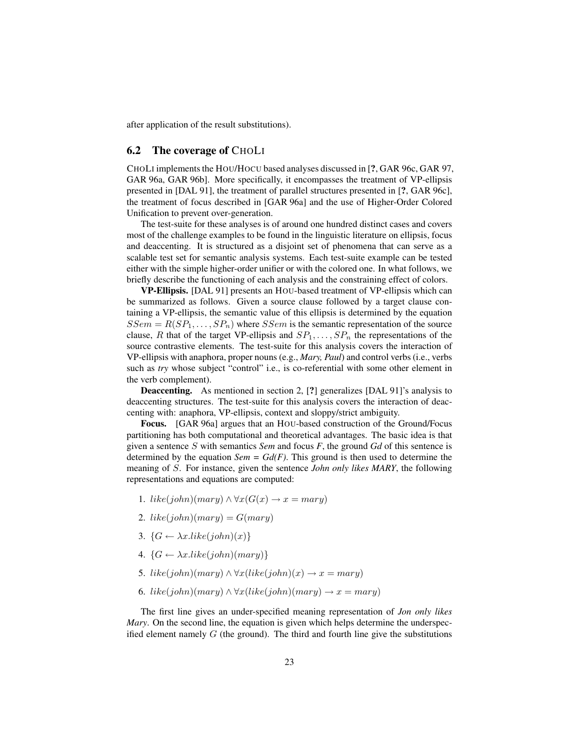after application of the result substitutions).

## 6.2 The coverage of CHOLI

CHOLI implements the HOU/HOCU based analyses discussed in [?, GAR 96c, GAR 97, GAR 96a, GAR 96b]. More specifically, it encompasses the treatment of VP-ellipsis presented in [DAL 91], the treatment of parallel structures presented in [?, GAR 96c], the treatment of focus described in [GAR 96a] and the use of Higher-Order Colored Unification to prevent over-generation.

The test-suite for these analyses is of around one hundred distinct cases and covers most of the challenge examples to be found in the linguistic literature on ellipsis, focus and deaccenting. It is structured as a disjoint set of phenomena that can serve as a scalable test set for semantic analysis systems. Each test-suite example can be tested either with the simple higher-order unifier or with the colored one. In what follows, we briefly describe the functioning of each analysis and the constraining effect of colors.

**VP-Ellipsis.** [DAL 91] presents an HOU-based treatment of VP-ellipsis which can be summarized as follows. Given a source clause followed by a target clause containing a VP-ellipsis, the semantic value of this ellipsis is determined by the equation $SSem = R(SP_1, \ldots, SP_n)$ where $SSem$ is the semantic representation of the source clause, $R$ that of the target VP-ellipsis and $SP_1, \ldots, SP_n$ the representations of the source contrastive elements. The test-suite for this analysis covers the interaction of VP-ellipsis with anaphora, proper nouns (e.g., ***Mary, Paul***) and control verbs (i.e., verbs such as ***try*** whose subject "control" i.e., is co-referential with some other element in the verb complement).

**Deaccenting.** As mentioned in section 2, [?] generalizes [DAL 91]'s analysis to deaccenting structures. The test-suite for this analysis covers the interaction of deaccenting with: anaphora, VP-ellipsis, context and sloppy/strict ambiguity.

**Focus.** [GAR 96a] argues that an HOU-based construction of the Ground/Focus partitioning has both computational and theoretical advantages. The basic idea is that given a sentence $S$ with semantics ***Sem*** and focus ***F***, the ground ***Gd*** of this sentence is determined by the equation ***Sem = Gd(F)***. This ground is then used to determine the meaning of $S$. For instance, given the sentence ***John only likes MARY***, the following representations and equations are computed:

1. $like(john)(mary) \wedge \forall x(G(x) \rightarrow x = mary)$
2. $like(john)(mary) = G(mary)$
3. $\{G \leftarrow \lambda x.like(john)(x)\}$
4. $\{G \leftarrow \lambda x.like(john)(mary)\}$
5. $like(john)(mary) \wedge \forall x(like(john)(x) \rightarrow x = mary)$
6. $like(john)(mary) \wedge \forall x(like(john)(mary) \rightarrow x = mary)$

The first line gives an under-specified meaning representation of ***Jon only likes Mary***. On the second line, the equation is given which helps determine the underspecified element namely $G$ (the ground). The third and fourth line give the substitutions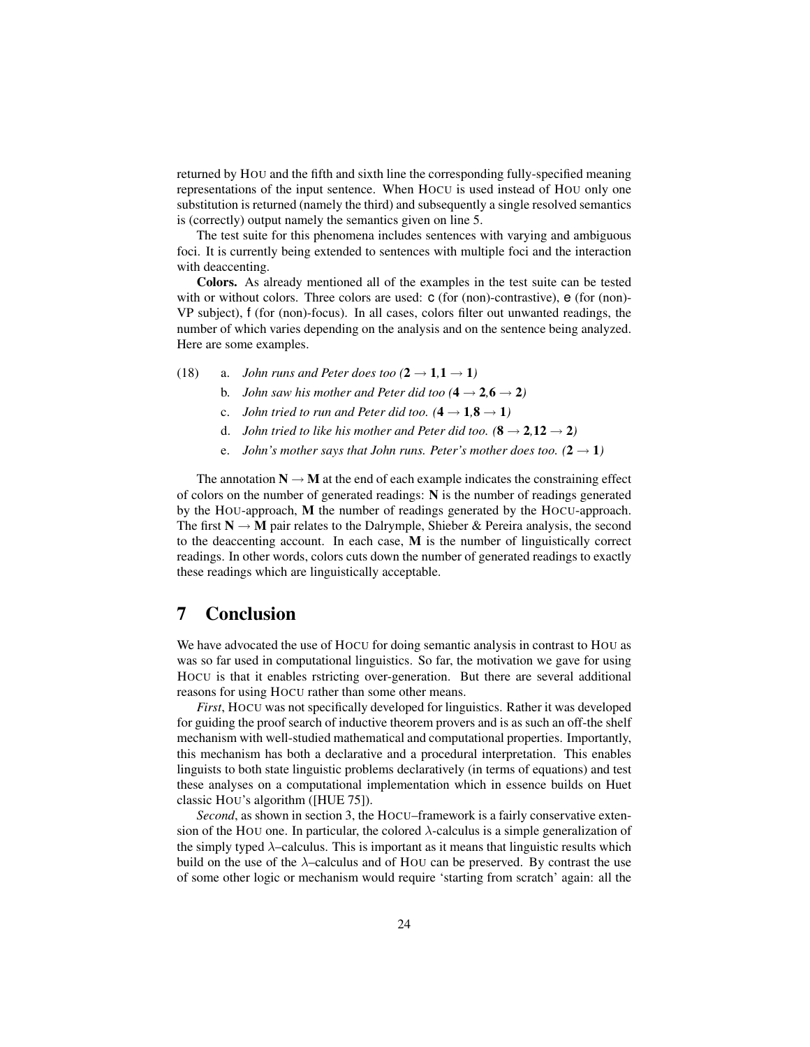returned by HOU and the fifth and sixth line the corresponding fully-specified meaning representations of the input sentence. When HOCU is used instead of HOU only one substitution is returned (namely the third) and subsequently a single resolved semantics is (correctly) output namely the semantics given on line 5.

The test suite for this phenomena includes sentences with varying and ambiguous foci. It is currently being extended to sentences with multiple foci and the interaction with deaccenting.

**Colors.** As already mentioned all of the examples in the test suite can be tested with or without colors. Three colors are used: c (for (non)-contrastive), e (for (non)-VP subject), f (for (non)-focus). In all cases, colors filter out unwanted readings, the number of which varies depending on the analysis and on the sentence being analyzed. Here are some examples.

(18) a. *John runs and Peter does too* ($\mathbf{2} \rightarrow \mathbf{1}$,$\mathbf{1} \rightarrow \mathbf{1}$)

b. *John saw his mother and Peter did too* ($\mathbf{4} \rightarrow \mathbf{2}$,$\mathbf{6} \rightarrow \mathbf{2}$)

c. *John tried to run and Peter did too.* ($\mathbf{4} \rightarrow \mathbf{1}$,$\mathbf{8} \rightarrow \mathbf{1}$)

d. *John tried to like his mother and Peter did too.* ($\mathbf{8} \rightarrow \mathbf{2}$,$\mathbf{12} \rightarrow \mathbf{2}$)

e. *John's mother says that John runs. Peter's mother does too.* ($\mathbf{2} \rightarrow \mathbf{1}$)

The annotation $\mathbf{N} \rightarrow \mathbf{M}$ at the end of each example indicates the constraining effect of colors on the number of generated readings: **N** is the number of readings generated by the HOU-approach, **M** the number of readings generated by the HOCU-approach. The first $\mathbf{N} \rightarrow \mathbf{M}$ pair relates to the Dalrymple, Shieber & Pereira analysis, the second to the deaccenting account. In each case, **M** is the number of linguistically correct readings. In other words, colors cuts down the number of generated readings to exactly these readings which are linguistically acceptable.

# 7 Conclusion

We have advocated the use of HOCU for doing semantic analysis in contrast to HOU as was so far used in computational linguistics. So far, the motivation we gave for using HOCU is that it enables rstricting over-generation. But there are several additional reasons for using HOCU rather than some other means.

*First*, HOCU was not specifically developed for linguistics. Rather it was developed for guiding the proof search of inductive theorem provers and is as such an off-the shelf mechanism with well-studied mathematical and computational properties. Importantly, this mechanism has both a declarative and a procedural interpretation. This enables linguists to both state linguistic problems declaratively (in terms of equations) and test these analyses on a computational implementation which in essence builds on Huet classic HOU's algorithm ([HUE 75]).

*Second*, as shown in section 3, the HOCU–framework is a fairly conservative extension of the HOU one. In particular, the colored $\lambda$-calculus is a simple generalization of the simply typed $\lambda$–calculus. This is important as it means that linguistic results which build on the use of the $\lambda$–calculus and of HOU can be preserved. By contrast the use of some other logic or mechanism would require 'starting from scratch' again: all the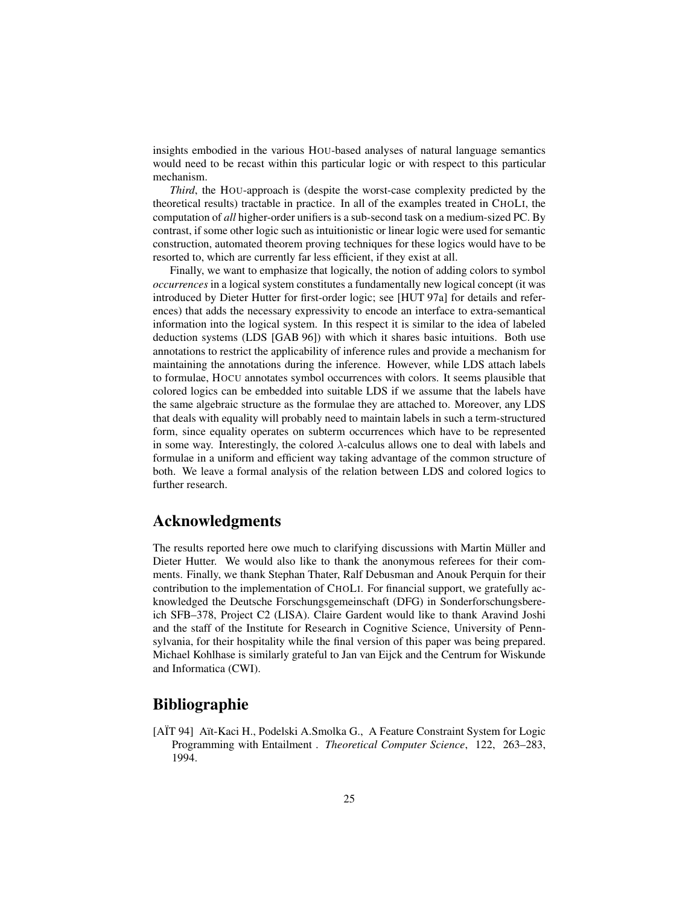insights embodied in the various HOU-based analyses of natural language semantics would need to be recast within this particular logic or with respect to this particular mechanism.

*Third*, the HOU-approach is (despite the worst-case complexity predicted by the theoretical results) tractable in practice. In all of the examples treated in CHOLI, the computation of *all* higher-order unifiers is a sub-second task on a medium-sized PC. By contrast, if some other logic such as intuitionistic or linear logic were used for semantic construction, automated theorem proving techniques for these logics would have to be resorted to, which are currently far less efficient, if they exist at all.

Finally, we want to emphasize that logically, the notion of adding colors to symbol *occurrences* in a logical system constitutes a fundamentally new logical concept (it was introduced by Dieter Hutter for first-order logic; see [HUT 97a] for details and references) that adds the necessary expressivity to encode an interface to extra-semantical information into the logical system. In this respect it is similar to the idea of labeled deduction systems (LDS [GAB 96]) with which it shares basic intuitions. Both use annotations to restrict the applicability of inference rules and provide a mechanism for maintaining the annotations during the inference. However, while LDS attach labels to formulae, HOCU annotates symbol occurrences with colors. It seems plausible that colored logics can be embedded into suitable LDS if we assume that the labels have the same algebraic structure as the formulae they are attached to. Moreover, any LDS that deals with equality will probably need to maintain labels in such a term-structured form, since equality operates on subterm occurrences which have to be represented in some way. Interestingly, the colored $\lambda$-calculus allows one to deal with labels and formulae in a uniform and efficient way taking advantage of the common structure of both. We leave a formal analysis of the relation between LDS and colored logics to further research.

## Acknowledgments

The results reported here owe much to clarifying discussions with Martin Müller and Dieter Hutter. We would also like to thank the anonymous referees for their comments. Finally, we thank Stephan Thater, Ralf Debusman and Anouk Perquin for their contribution to the implementation of CHOLI. For financial support, we gratefully acknowledged the Deutsche Forschungsgemeinschaft (DFG) in Sonderforschungsbereich SFB–378, Project C2 (LISA). Claire Gardent would like to thank Aravind Joshi and the staff of the Institute for Research in Cognitive Science, University of Pennsylvania, for their hospitality while the final version of this paper was being prepared. Michael Kohlhase is similarly grateful to Jan van Eijck and the Centrum for Wiskunde and Informatica (CWI).

## Bibliographie

[AÏT 94] Aït-Kaci H., Podelski A.Smolka G., A Feature Constraint System for Logic Programming with Entailment . *Theoretical Computer Science*, 122, 263–283, 1994.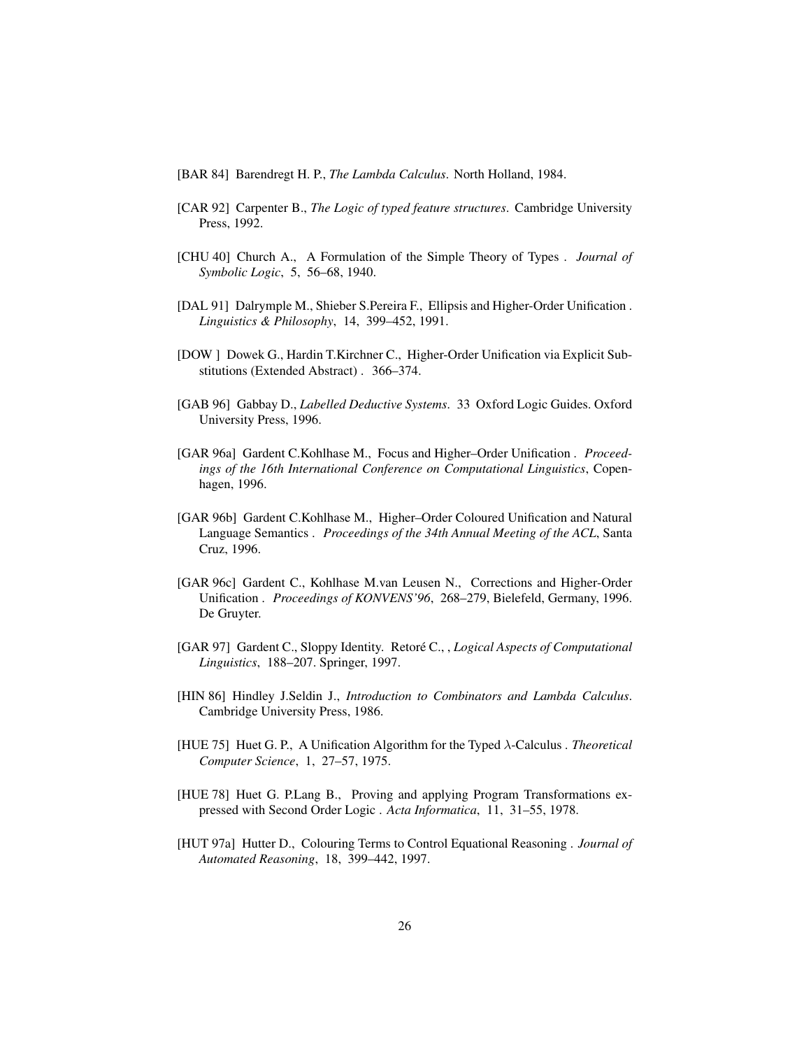[BAR 84] Barendregt H. P., *The Lambda Calculus*. North Holland, 1984.

[CAR 92] Carpenter B., *The Logic of typed feature structures*. Cambridge University Press, 1992.

[CHU 40] Church A., A Formulation of the Simple Theory of Types . *Journal of Symbolic Logic*, 5, 56–68, 1940.

[DAL 91] Dalrymple M., Shieber S.Pereira F., Ellipsis and Higher-Order Unification . *Linguistics & Philosophy*, 14, 399–452, 1991.

[DOW ] Dowek G., Hardin T.Kirchner C., Higher-Order Unification via Explicit Substitutions (Extended Abstract) . 366–374.

[GAB 96] Gabbay D., *Labelled Deductive Systems*. 33 Oxford Logic Guides. Oxford University Press, 1996.

[GAR 96a] Gardent C.Kohlhase M., Focus and Higher–Order Unification . *Proceedings of the 16th International Conference on Computational Linguistics*, Copenhagen, 1996.

[GAR 96b] Gardent C.Kohlhase M., Higher–Order Coloured Unification and Natural Language Semantics . *Proceedings of the 34th Annual Meeting of the ACL*, Santa Cruz, 1996.

[GAR 96c] Gardent C., Kohlhase M.van Leusen N., Corrections and Higher-Order Unification . *Proceedings of KONVENS'96*, 268–279, Bielefeld, Germany, 1996. De Gruyter.

[GAR 97] Gardent C., Sloppy Identity. Retoré C., , *Logical Aspects of Computational Linguistics*, 188–207. Springer, 1997.

[HIN 86] Hindley J.Seldin J., *Introduction to Combinators and Lambda Calculus*. Cambridge University Press, 1986.

[HUE 75] Huet G. P., A Unification Algorithm for the Typed $\lambda$-Calculus . *Theoretical Computer Science*, 1, 27–57, 1975.

[HUE 78] Huet G. P.Lang B., Proving and applying Program Transformations expressed with Second Order Logic . *Acta Informatica*, 11, 31–55, 1978.

[HUT 97a] Hutter D., Colouring Terms to Control Equational Reasoning . *Journal of Automated Reasoning*, 18, 399–442, 1997.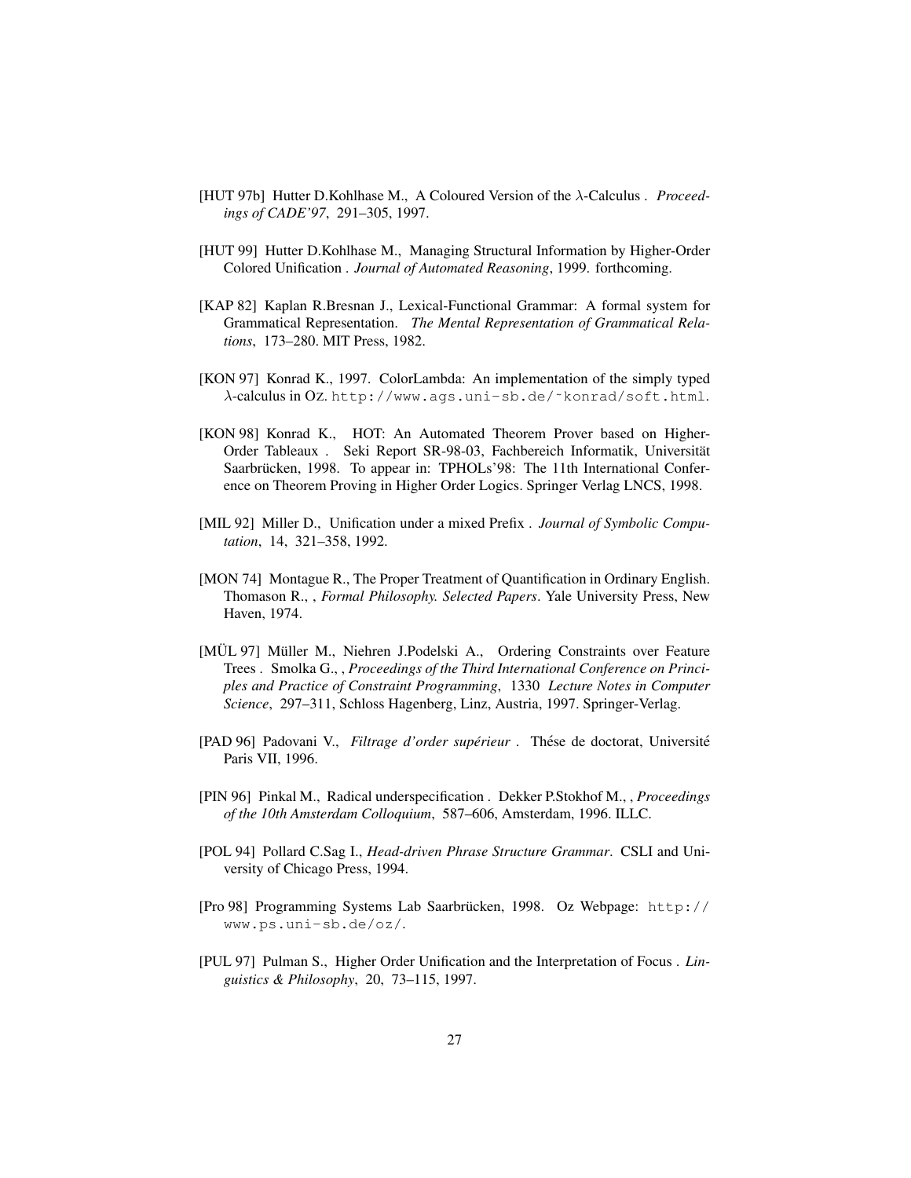[HUT 97b] Hutter D.Kohlhase M., A Coloured Version of the $\lambda$-Calculus . *Proceedings of CADE'97*, 291–305, 1997.

[HUT 99] Hutter D.Kohlhase M., Managing Structural Information by Higher-Order Colored Unification . *Journal of Automated Reasoning*, 1999. forthcoming.

[KAP 82] Kaplan R.Bresnan J., Lexical-Functional Grammar: A formal system for Grammatical Representation. *The Mental Representation of Grammatical Relations*, 173–280. MIT Press, 1982.

[KON 97] Konrad K., 1997. ColorLambda: An implementation of the simply typed $\lambda$-calculus in OZ. http://www.ags.uni-sb.de/~konrad/soft.html.

[KON 98] Konrad K., HOT: An Automated Theorem Prover based on Higher-Order Tableaux . Seki Report SR-98-03, Fachbereich Informatik, Universität Saarbrücken, 1998. To appear in: TPHOLs'98: The 11th International Conference on Theorem Proving in Higher Order Logics. Springer Verlag LNCS, 1998.

[MIL 92] Miller D., Unification under a mixed Prefix . *Journal of Symbolic Computation*, 14, 321–358, 1992.

[MON 74] Montague R., The Proper Treatment of Quantification in Ordinary English. Thomason R., , *Formal Philosophy. Selected Papers*. Yale University Press, New Haven, 1974.

[MÜL 97] Müller M., Niehren J.Podelski A., Ordering Constraints over Feature Trees . Smolka G., , *Proceedings of the Third International Conference on Principles and Practice of Constraint Programming*, 1330 *Lecture Notes in Computer Science*, 297–311, Schloss Hagenberg, Linz, Austria, 1997. Springer-Verlag.

[PAD 96] Padovani V., *Filtrage d'order supérieur* . Thése de doctorat, Université Paris VII, 1996.

[PIN 96] Pinkal M., Radical underspecification . Dekker P.Stokhof M., , *Proceedings of the 10th Amsterdam Colloquium*, 587–606, Amsterdam, 1996. ILLC.

[POL 94] Pollard C.Sag I., *Head-driven Phrase Structure Grammar*. CSLI and University of Chicago Press, 1994.

[Pro 98] Programming Systems Lab Saarbrücken, 1998. Oz Webpage: http://www.ps.uni-sb.de/oz/.

[PUL 97] Pulman S., Higher Order Unification and the Interpretation of Focus . *Linguistics & Philosophy*, 20, 73–115, 1997.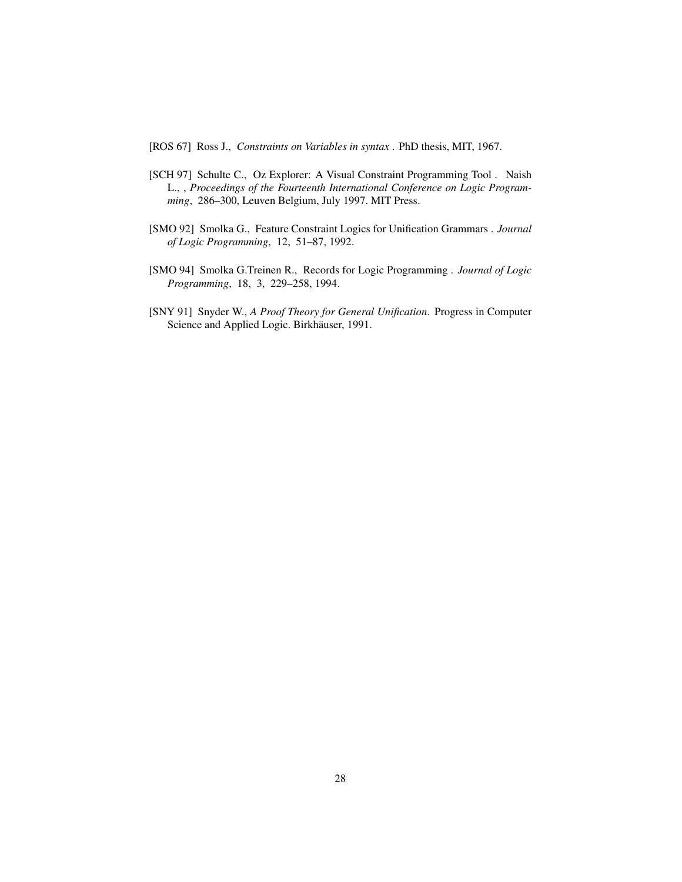[ROS 67] Ross J., *Constraints on Variables in syntax* . PhD thesis, MIT, 1967.

[SCH 97] Schulte C., Oz Explorer: A Visual Constraint Programming Tool . Naish L., , *Proceedings of the Fourteenth International Conference on Logic Programming*, 286–300, Leuven Belgium, July 1997. MIT Press.

[SMO 92] Smolka G., Feature Constraint Logics for Unification Grammars . *Journal of Logic Programming*, 12, 51–87, 1992.

[SMO 94] Smolka G.Treinen R., Records for Logic Programming . *Journal of Logic Programming*, 18, 3, 229–258, 1994.

[SNY 91] Snyder W., *A Proof Theory for General Unification*. Progress in Computer Science and Applied Logic. Birkhäuser, 1991.